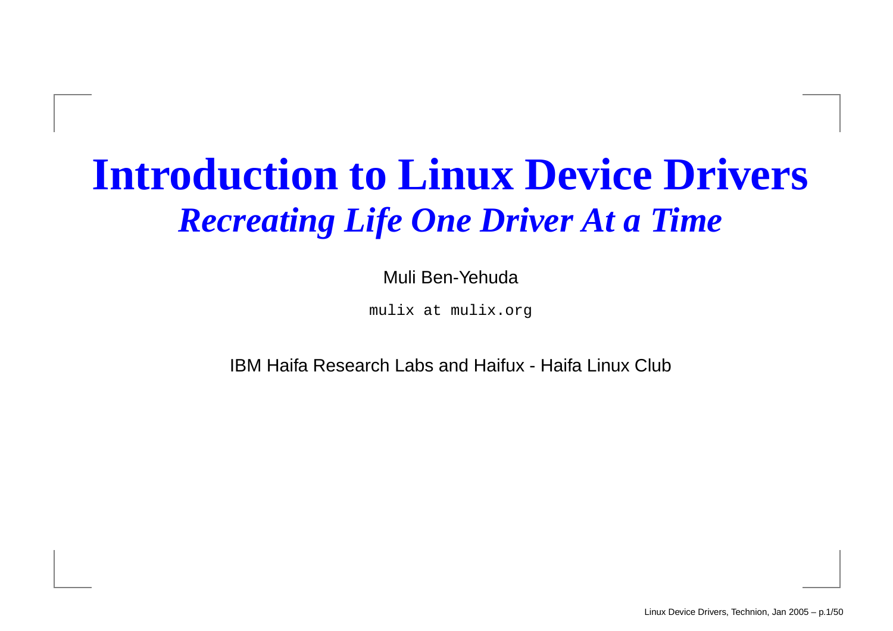# Introduction to Linux Device Drivers

## *Recreating Life One Driver At a Time*

Muli Ben-Yehuda

`mulix at mulix.org`

IBM Haifa Research Labs and Haifux - Haifa Linux Club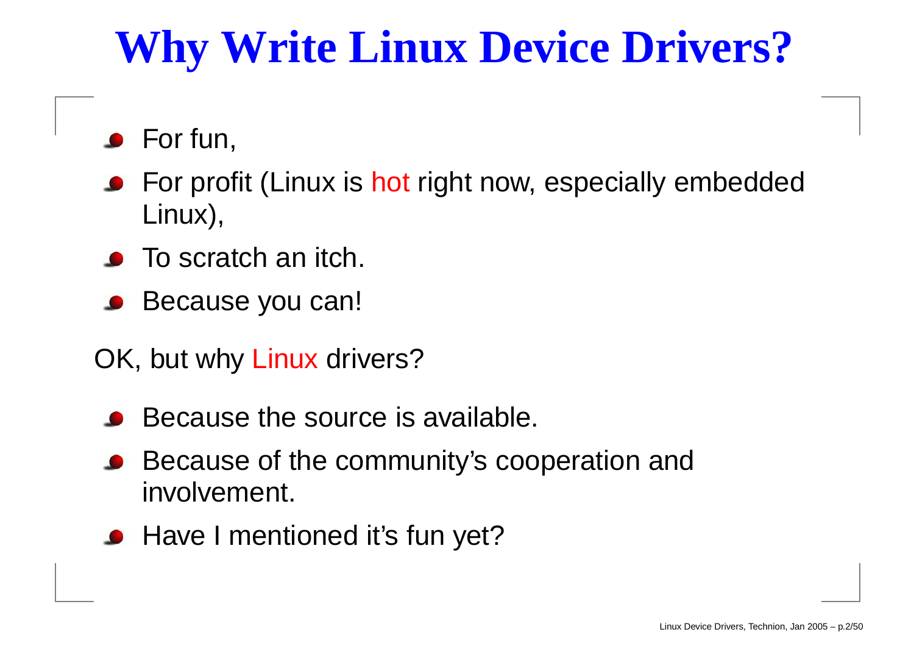# Why Write Linux Device Drivers?

- For fun,
- For profit (Linux is hot right now, especially embedded Linux),
- To scratch an itch.
- Because you can!

OK, but why Linux drivers?

- Because the source is available.
- Because of the community's cooperation and involvement.
- Have I mentioned it's fun yet?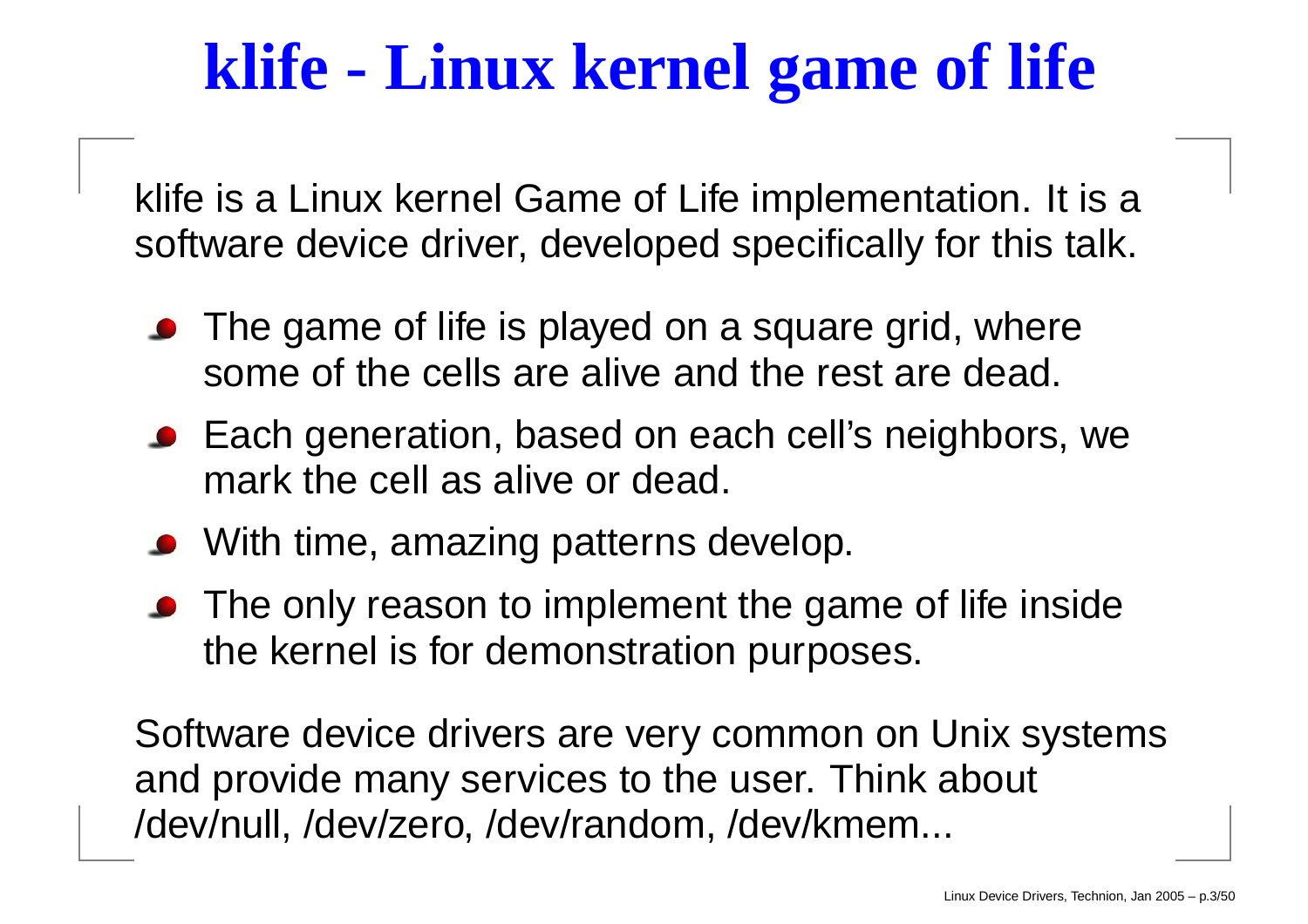# klife - Linux kernel game of life

klife is a Linux kernel Game of Life implementation. It is a software device driver, developed specifically for this talk.

- The game of life is played on a square grid, where some of the cells are alive and the rest are dead.
- Each generation, based on each cell's neighbors, we mark the cell as alive or dead.
- With time, amazing patterns develop.
- The only reason to implement the game of life inside the kernel is for demonstration purposes.

Software device drivers are very common on Unix systems and provide many services to the user. Think about /dev/null, /dev/zero, /dev/random, /dev/kmem...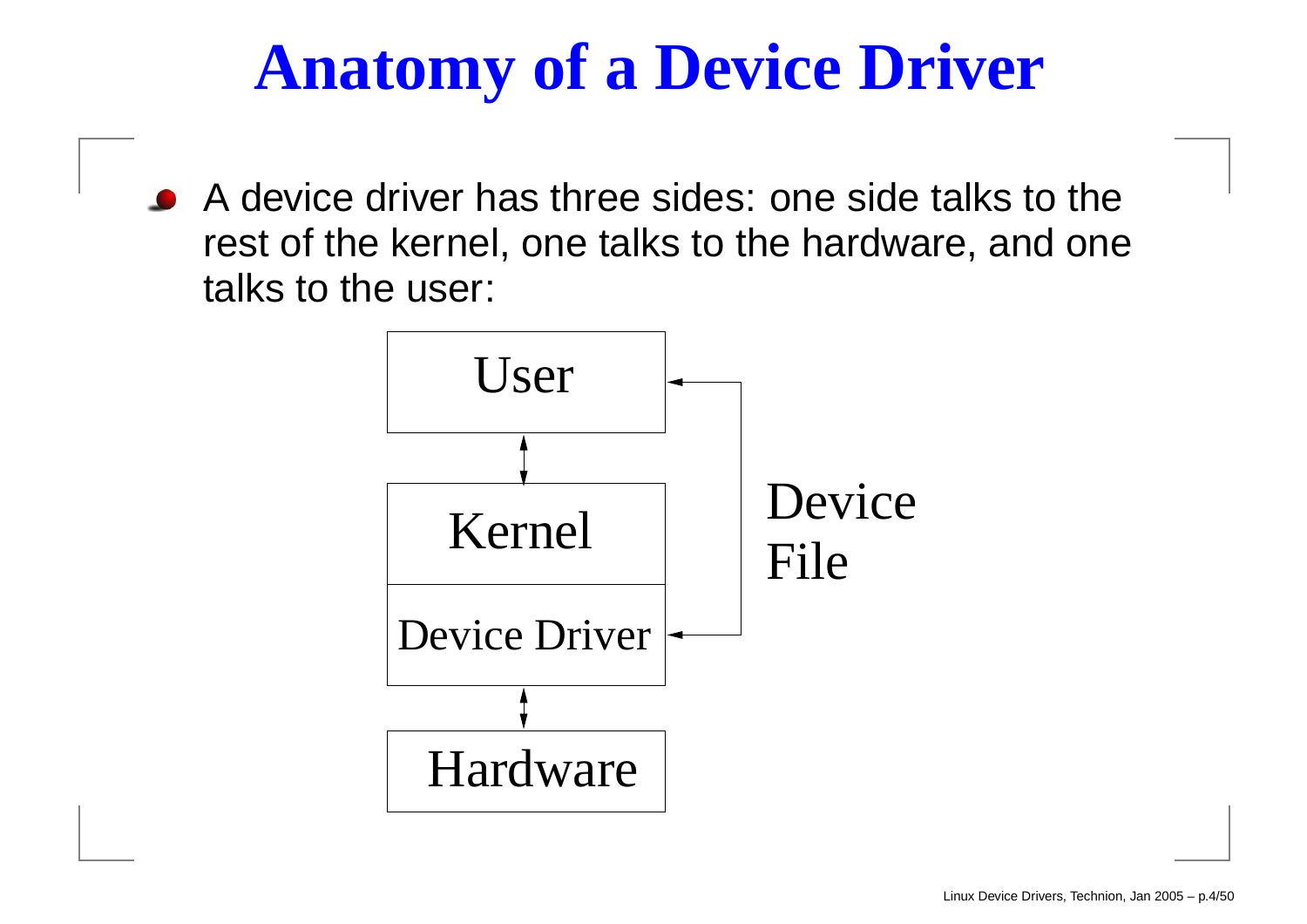# Anatomy of a Device Driver

- A device driver has three sides: one side talks to the rest of the kernel, one talks to the hardware, and one talks to the user:

User

Kernel

Device Driver

Hardware

Device File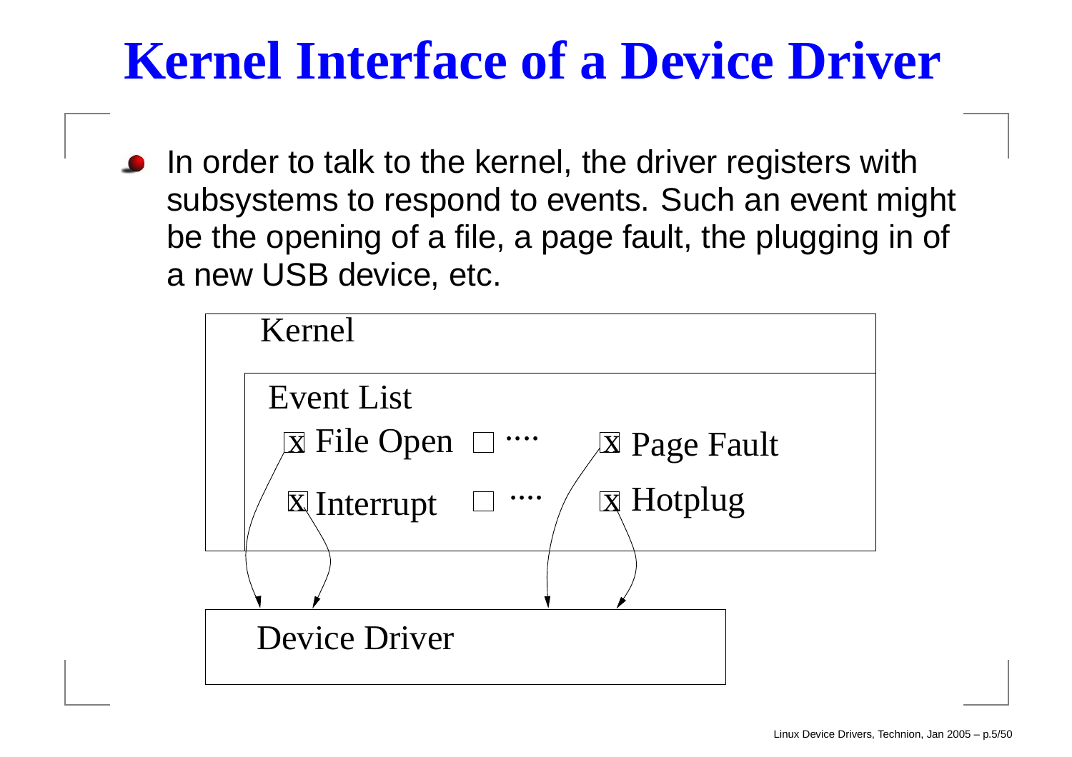# Kernel Interface of a Device Driver

- In order to talk to the kernel, the driver registers with subsystems to respond to events. Such an event might be the opening of a file, a page fault, the plugging in of a new USB device, etc.

Kernel

Event List

- [x] File Open
- [ ] ....
- [x] Page Fault
- [x] Interrupt
- [ ] ....
- [x] Hotplug

Device Driver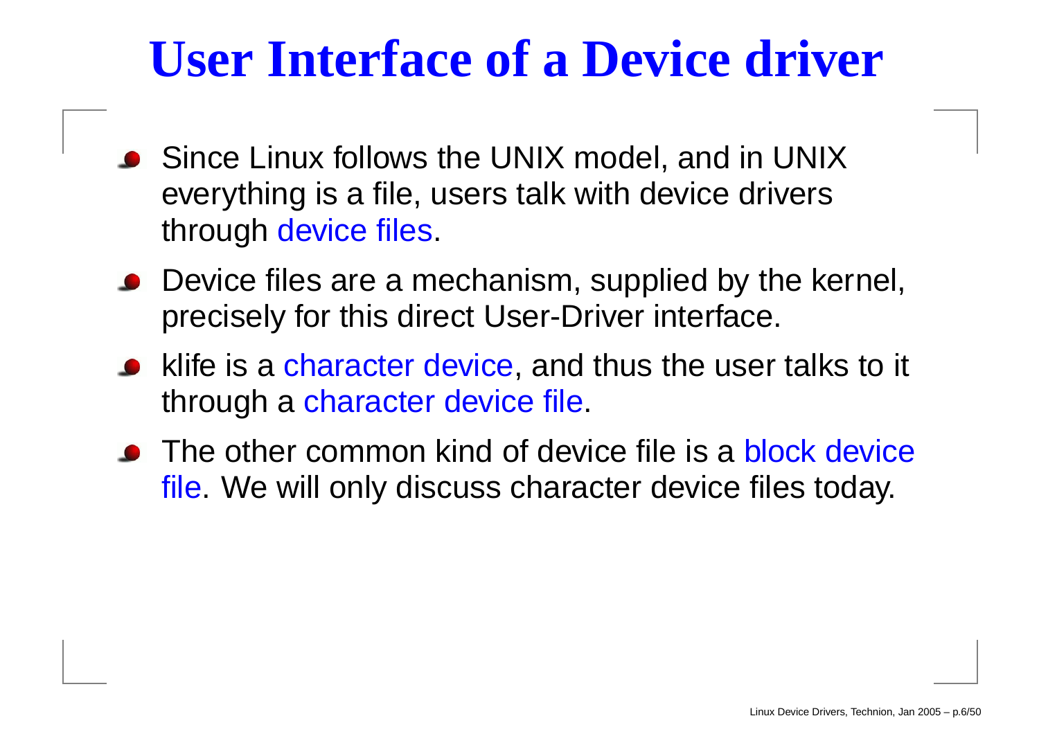# User Interface of a Device driver

- Since Linux follows the UNIX model, and in UNIX everything is a file, users talk with device drivers through device files.
- Device files are a mechanism, supplied by the kernel, precisely for this direct User-Driver interface.
- klife is a character device, and thus the user talks to it through a character device file.
- The other common kind of device file is a block device file. We will only discuss character device files today.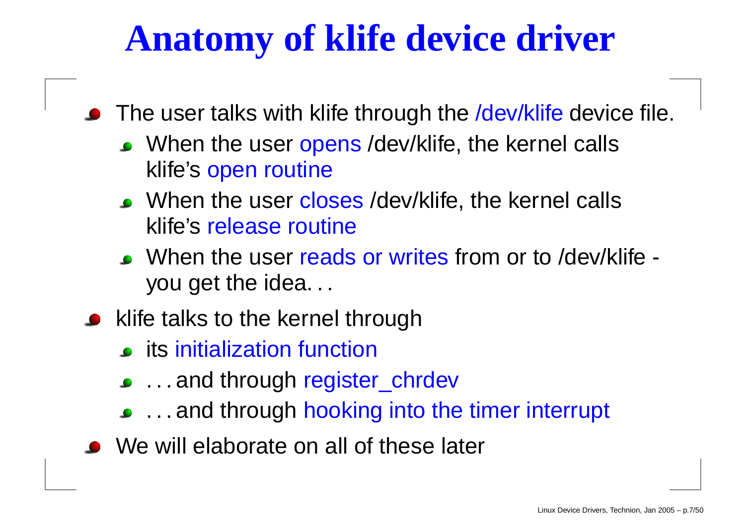# Anatomy of klife device driver

- The user talks with klife through the /dev/klife device file.
  - When the user opens /dev/klife, the kernel calls klife's open routine
  - When the user closes /dev/klife, the kernel calls klife's release routine
  - When the user reads or writes from or to /dev/klife - you get the idea...
- klife talks to the kernel through
  - its initialization function
  - ...and through register_chrdev
  - ...and through hooking into the timer interrupt
- We will elaborate on all of these later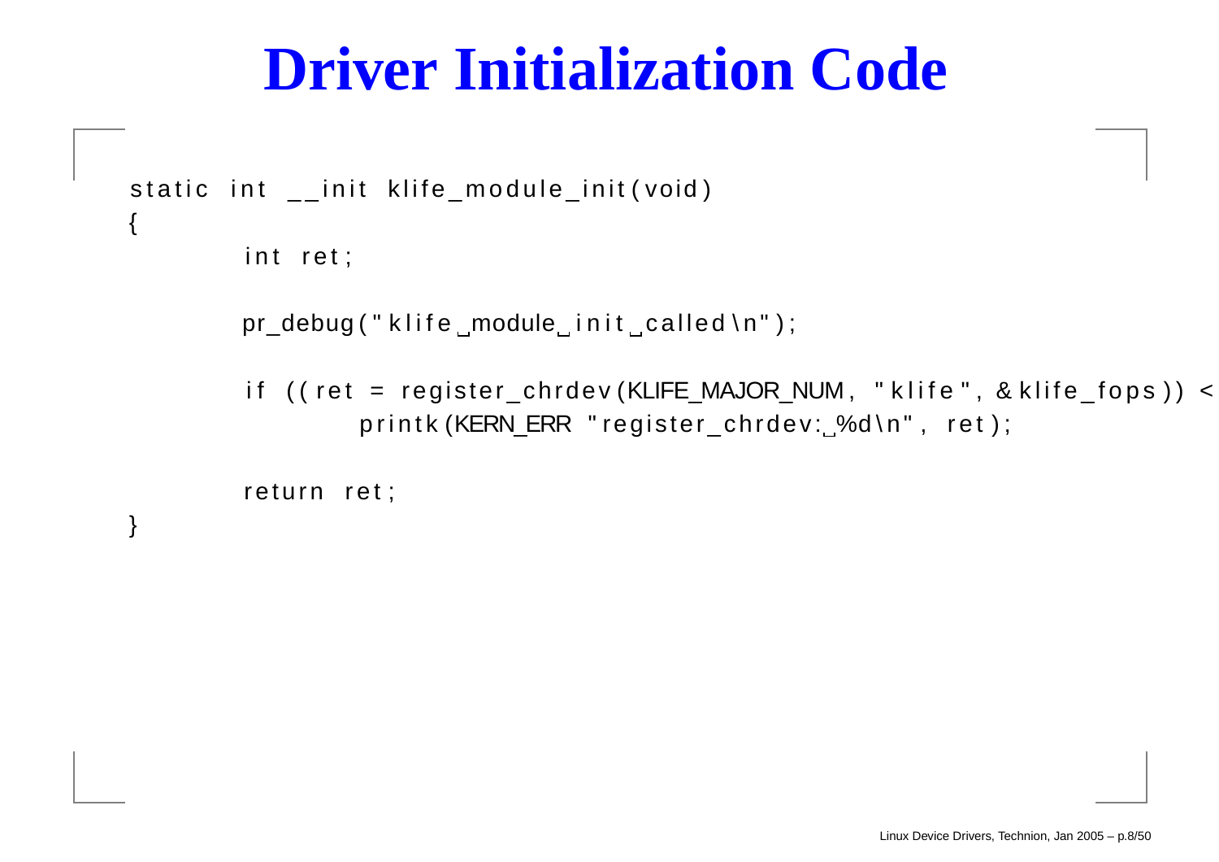# Driver Initialization Code

```
static int __init klife_module_init(void)
{
        int ret;

        pr_debug("klife module init called\n");

        if ((ret = register_chrdev(KLIFE_MAJOR_NUM, "klife", &klife_fops)) <
                printk(KERN_ERR "register_chrdev: %d\n", ret);

        return ret;
}
```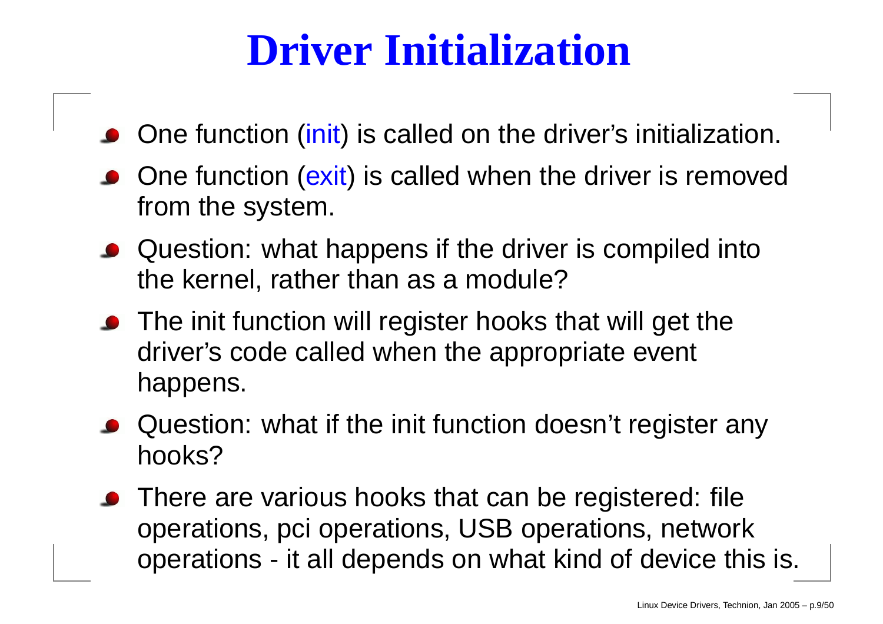# Driver Initialization

- One function (init) is called on the driver's initialization.
- One function (exit) is called when the driver is removed from the system.
- Question: what happens if the driver is compiled into the kernel, rather than as a module?
- The init function will register hooks that will get the driver's code called when the appropriate event happens.
- Question: what if the init function doesn't register any hooks?
- There are various hooks that can be registered: file operations, pci operations, USB operations, network operations - it all depends on what kind of device this is.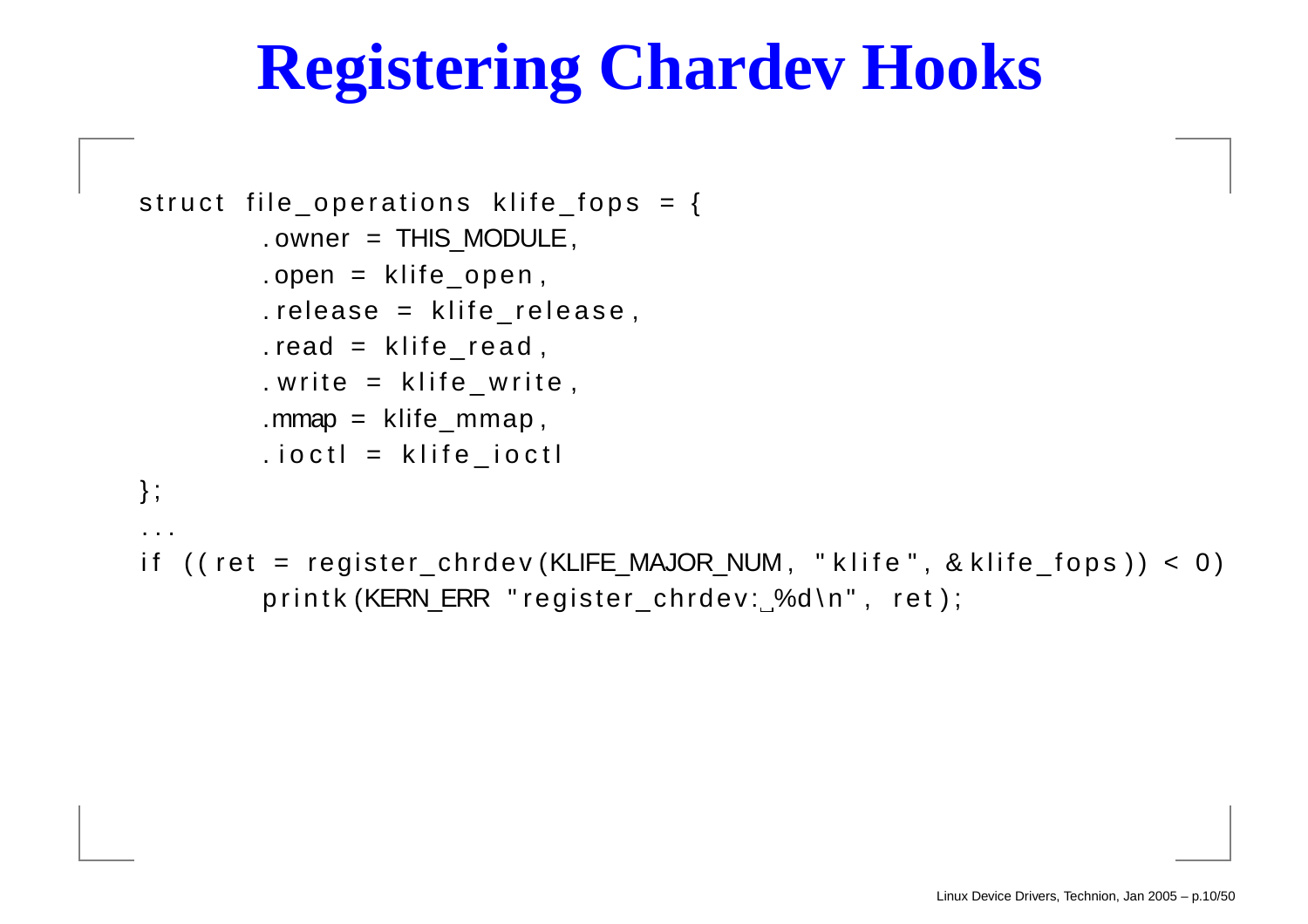# Registering Chardev Hooks

```
struct file_operations klife_fops = {
        .owner = THIS_MODULE,
        .open = klife_open,
        .release = klife_release,
        .read = klife_read,
        .write = klife_write,
        .mmap = klife_mmap,
        .ioctl = klife_ioctl
};
...
if ((ret = register_chrdev(KLIFE_MAJOR_NUM, "klife", &klife_fops)) < 0)
        printk(KERN_ERR "register_chrdev: %d\n", ret);
```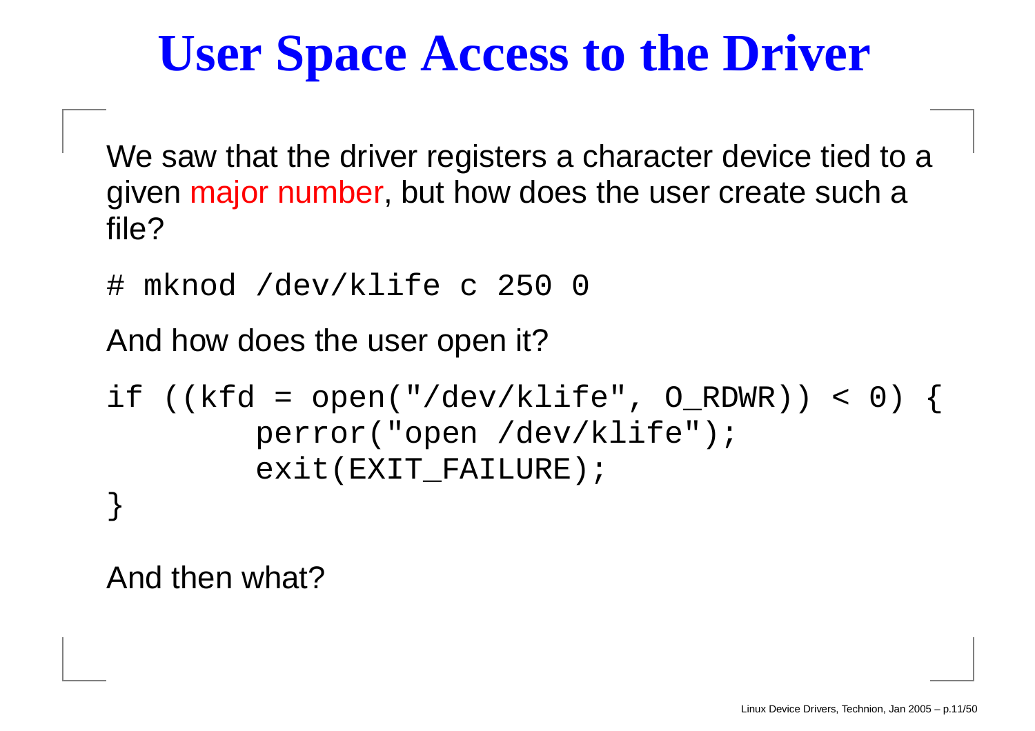# User Space Access to the Driver

We saw that the driver registers a character device tied to a given major number, but how does the user create such a file?

```
# mknod /dev/klife c 250 0
```

And how does the user open it?

```
if ((kfd = open("/dev/klife", O_RDWR)) < 0) {
        perror("open /dev/klife");
        exit(EXIT_FAILURE);
}
```

And then what?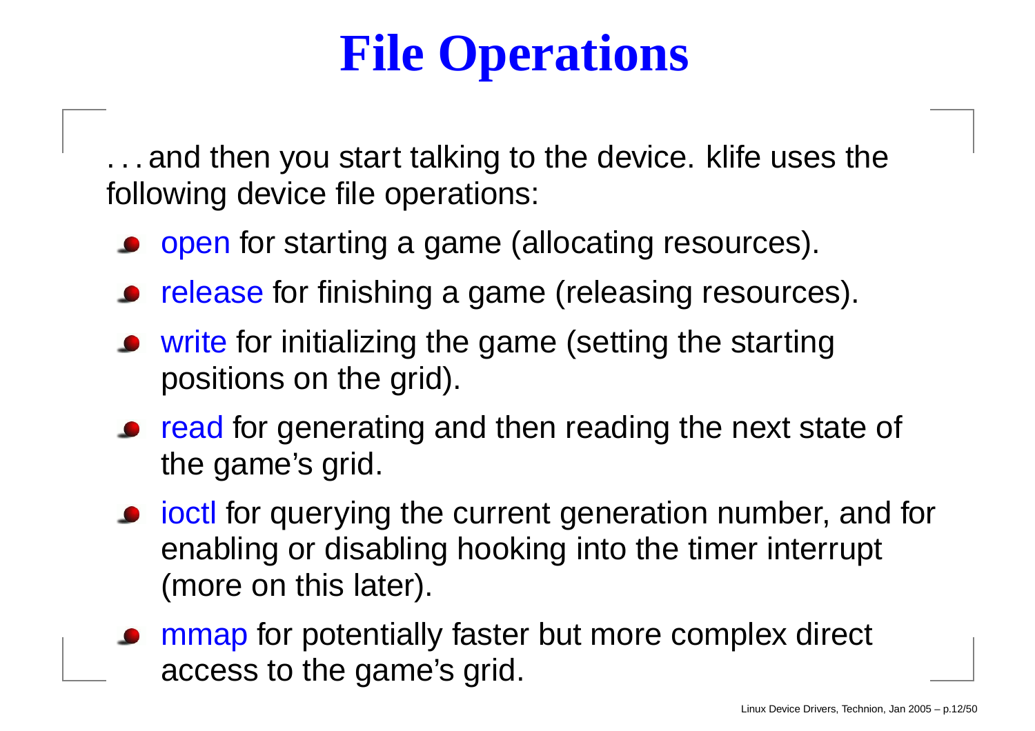# File Operations

. . . and then you start talking to the device. klife uses the following device file operations:

- open for starting a game (allocating resources).
- release for finishing a game (releasing resources).
- write for initializing the game (setting the starting positions on the grid).
- read for generating and then reading the next state of the game's grid.
- ioctl for querying the current generation number, and for enabling or disabling hooking into the timer interrupt (more on this later).
- mmap for potentially faster but more complex direct access to the game's grid.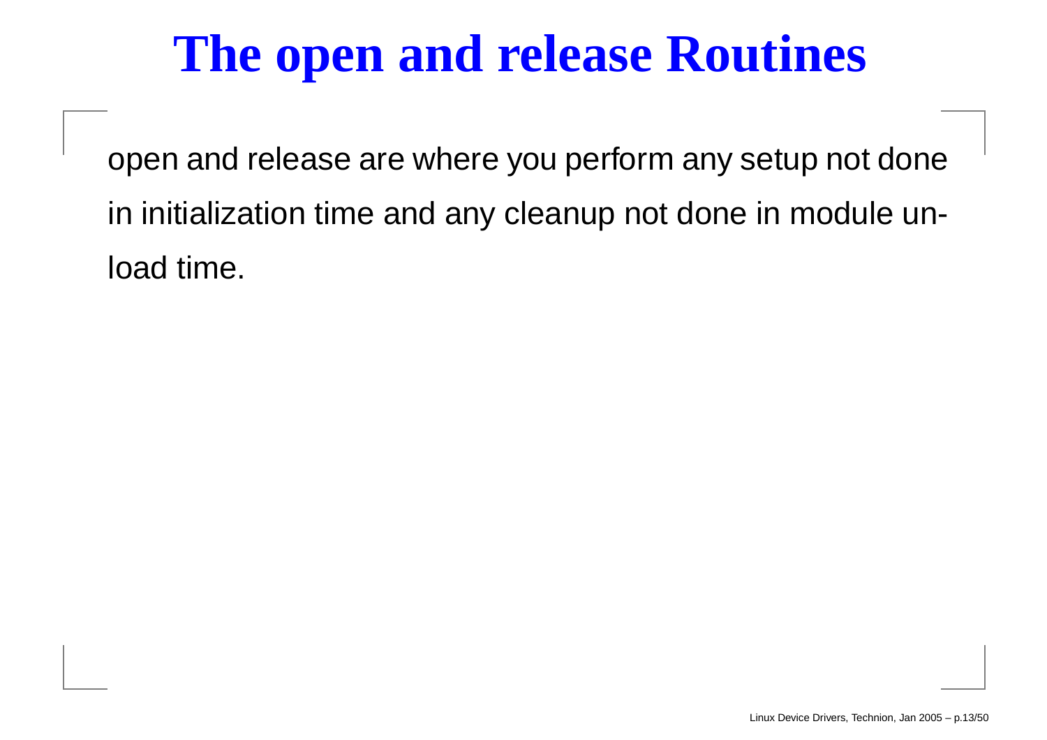# The open and release Routines

open and release are where you perform any setup not done in initialization time and any cleanup not done in module unload time.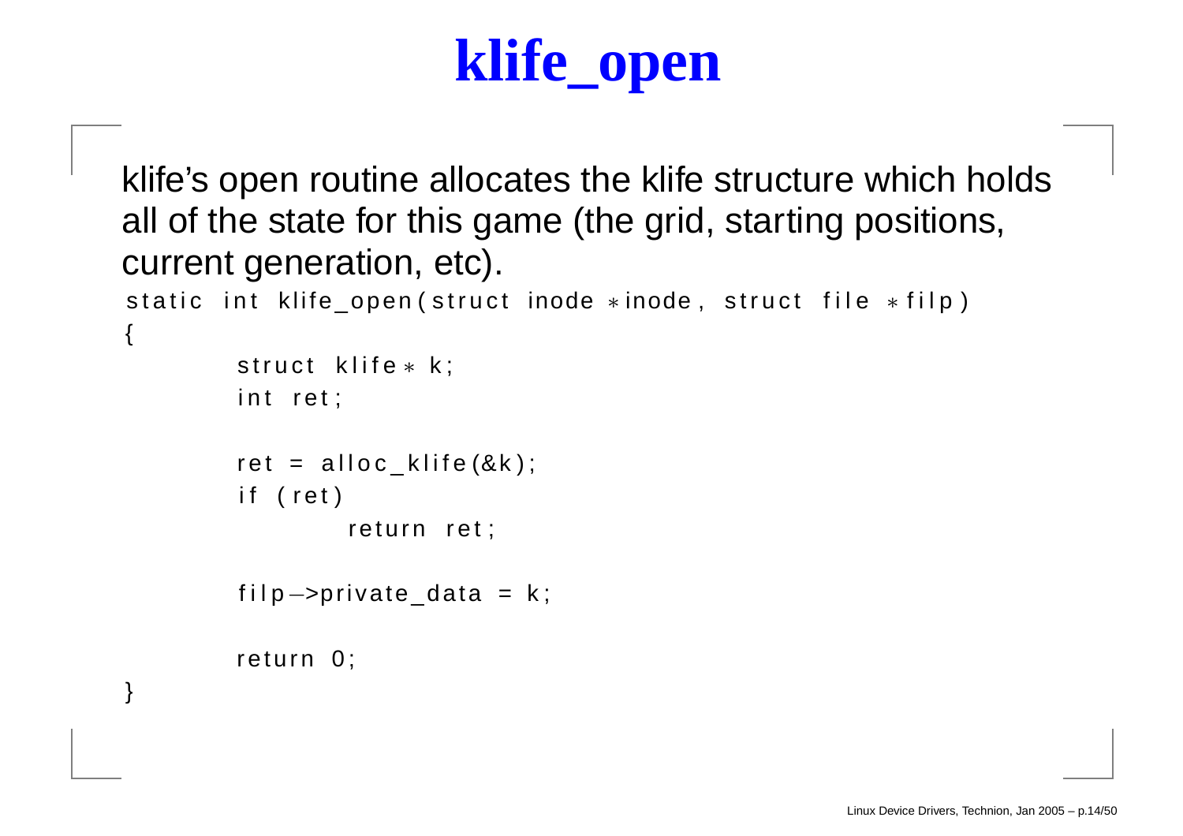# klife_open

klife's open routine allocates the klife structure which holds all of the state for this game (the grid, starting positions, current generation, etc).

```
static int klife_open(struct inode *inode, struct file *filp)
{
        struct klife* k;
        int ret;

        ret = alloc_klife(&k);
        if (ret)
                return ret;

        filp->private_data = k;

        return 0;
}
```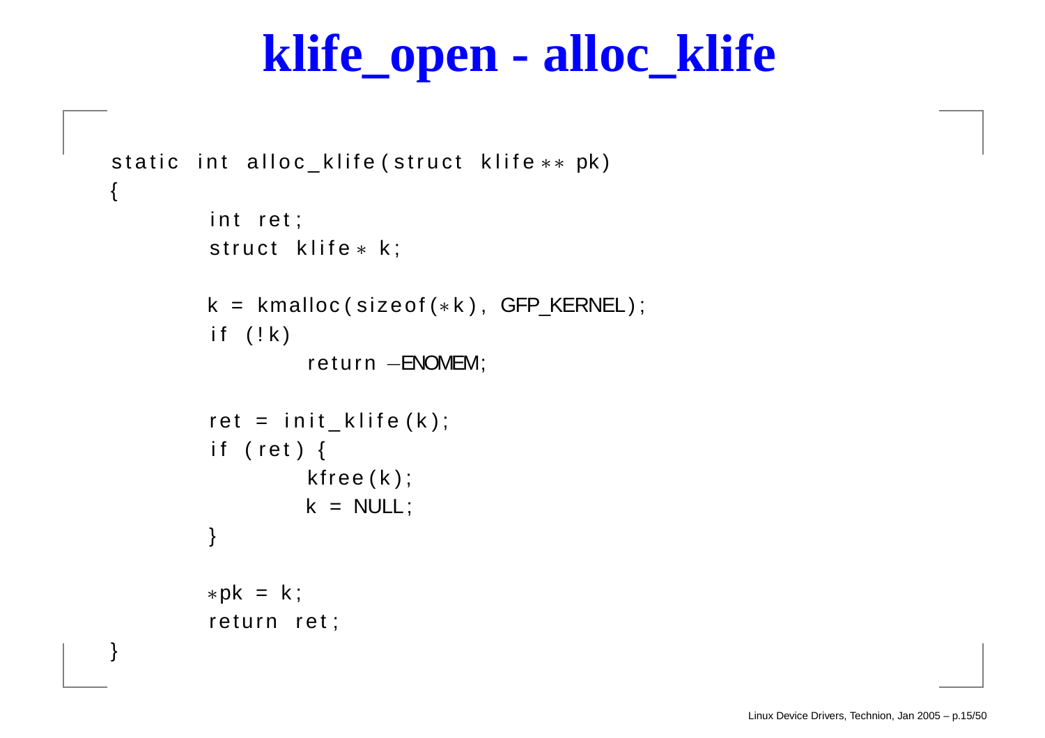# klife_open - alloc_klife

```
static int alloc_klife(struct klife** pk)
{
        int ret;
        struct klife* k;

        k = kmalloc(sizeof(*k), GFP_KERNEL);
        if (!k)
                return -ENOMEM;

        ret = init_klife(k);
        if (ret) {
                kfree(k);
                k = NULL;
        }

        *pk = k;
        return ret;
}
```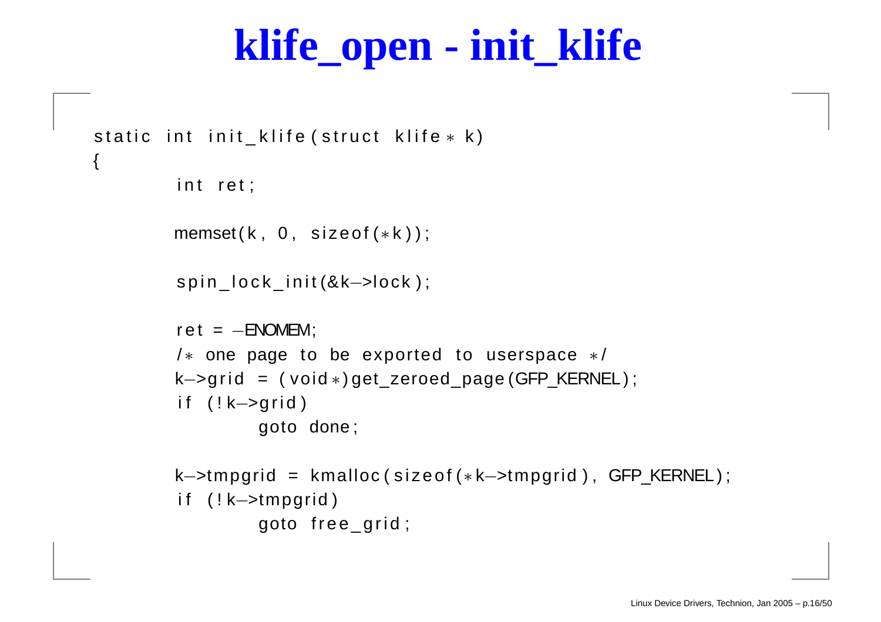# klife_open - init_klife

```c
static int init_klife(struct klife* k)
{
        int ret;

        memset(k, 0, sizeof(*k));

        spin_lock_init(&k->lock);

        ret = -ENOMEM;
        /* one page to be exported to userspace */
        k->grid = (void*)get_zeroed_page(GFP_KERNEL);
        if (!k->grid)
                goto done;

        k->tmpgrid = kmalloc(sizeof(*k->tmpgrid), GFP_KERNEL);
        if (!k->tmpgrid)
                goto free_grid;
```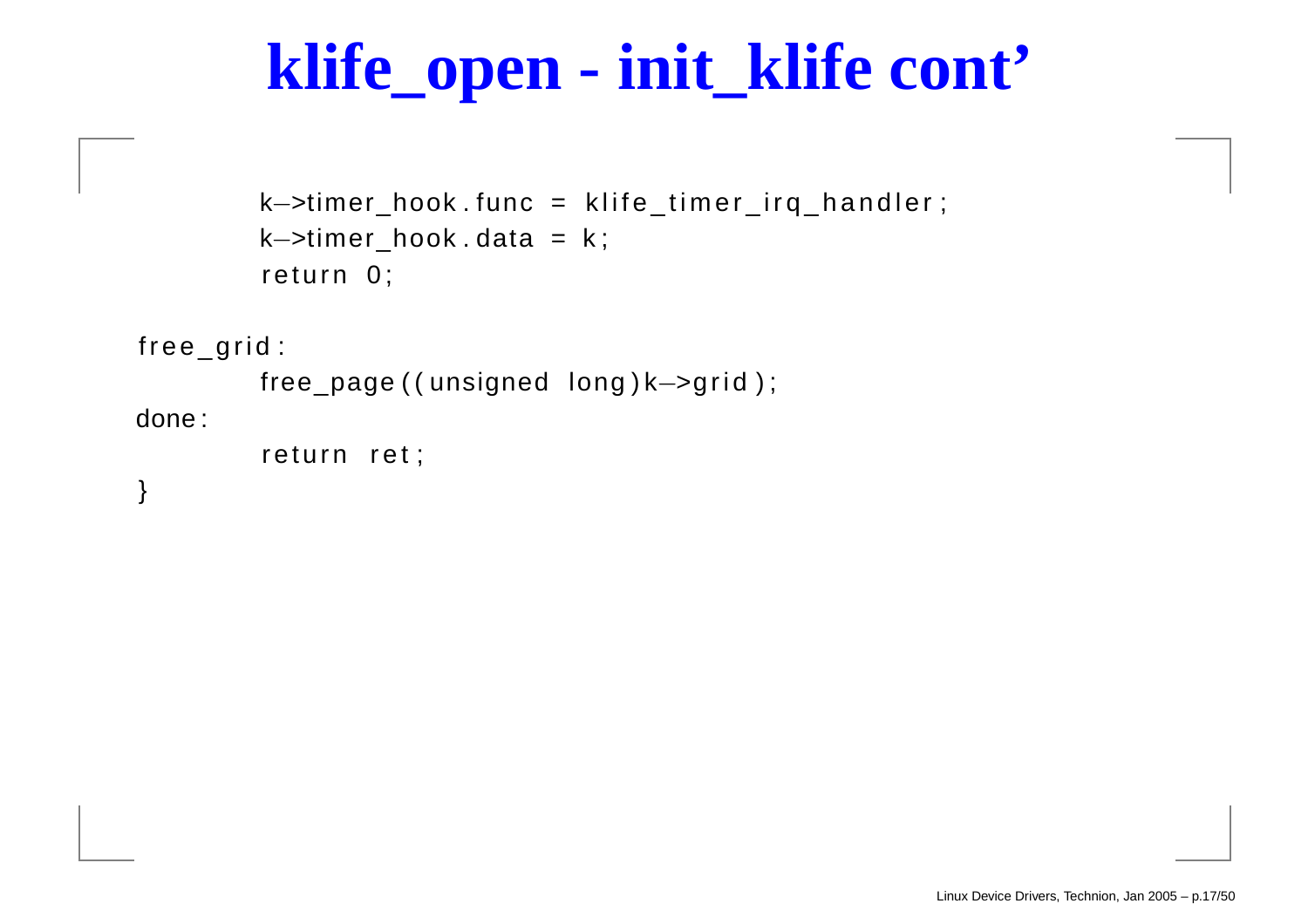# klife_open - init_klife cont'

```
        k->timer_hook.func = klife_timer_irq_handler;
        k->timer_hook.data = k;
        return 0;

free_grid:
        free_page((unsigned long)k->grid);
done:
        return ret;
}
```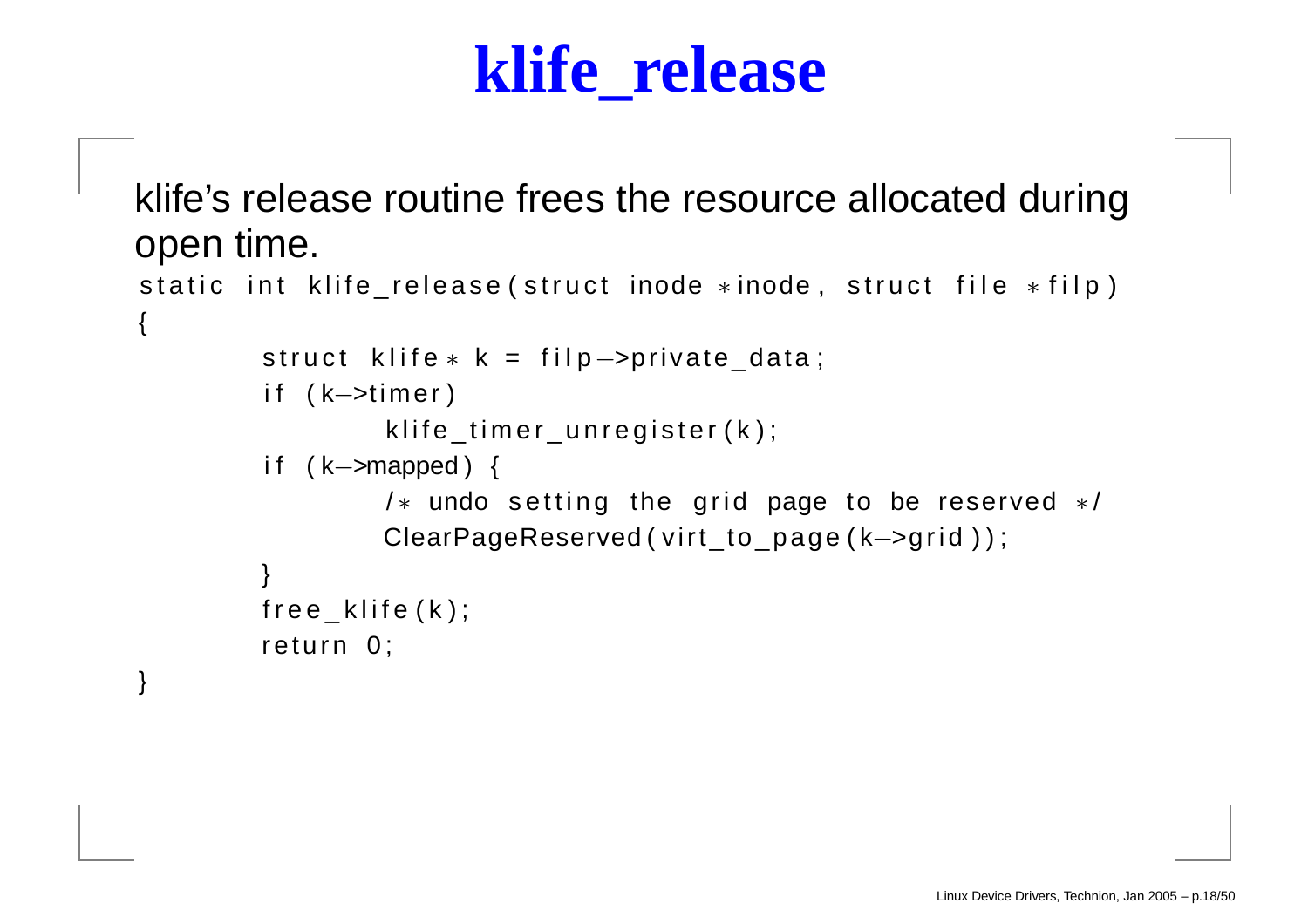# klife_release

klife's release routine frees the resource allocated during open time.

```
static int klife_release(struct inode *inode, struct file *filp)
{
        struct klife* k = filp->private_data;
        if (k->timer)
                klife_timer_unregister(k);
        if (k->mapped) {
                /* undo setting the grid page to be reserved */
                ClearPageReserved(virt_to_page(k->grid));
        }
        free_klife(k);
        return 0;
}
```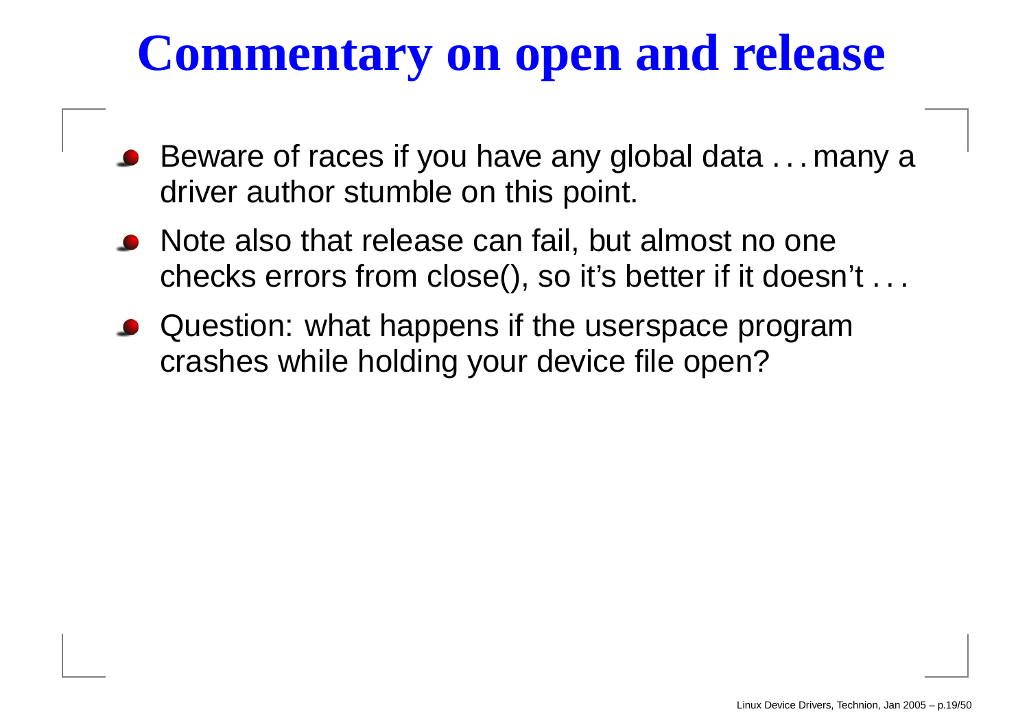# Commentary on open and release

- Beware of races if you have any global data . . . many a driver author stumble on this point.
- Note also that release can fail, but almost no one checks errors from close(), so it's better if it doesn't . . .
- Question: what happens if the userspace program crashes while holding your device file open?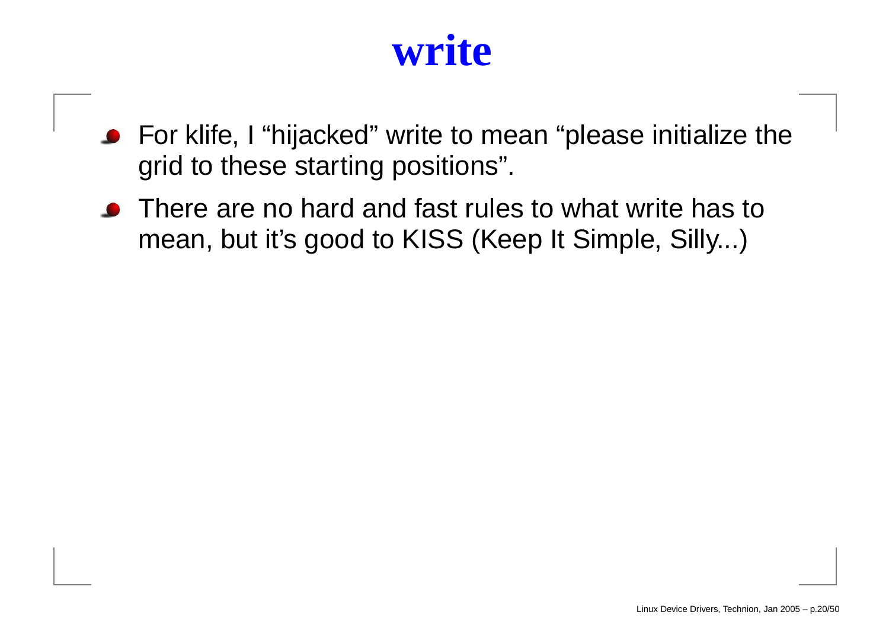# write

- For klife, I “hijacked” write to mean “please initialize the grid to these starting positions”.
- There are no hard and fast rules to what write has to mean, but it’s good to KISS (Keep It Simple, Silly...)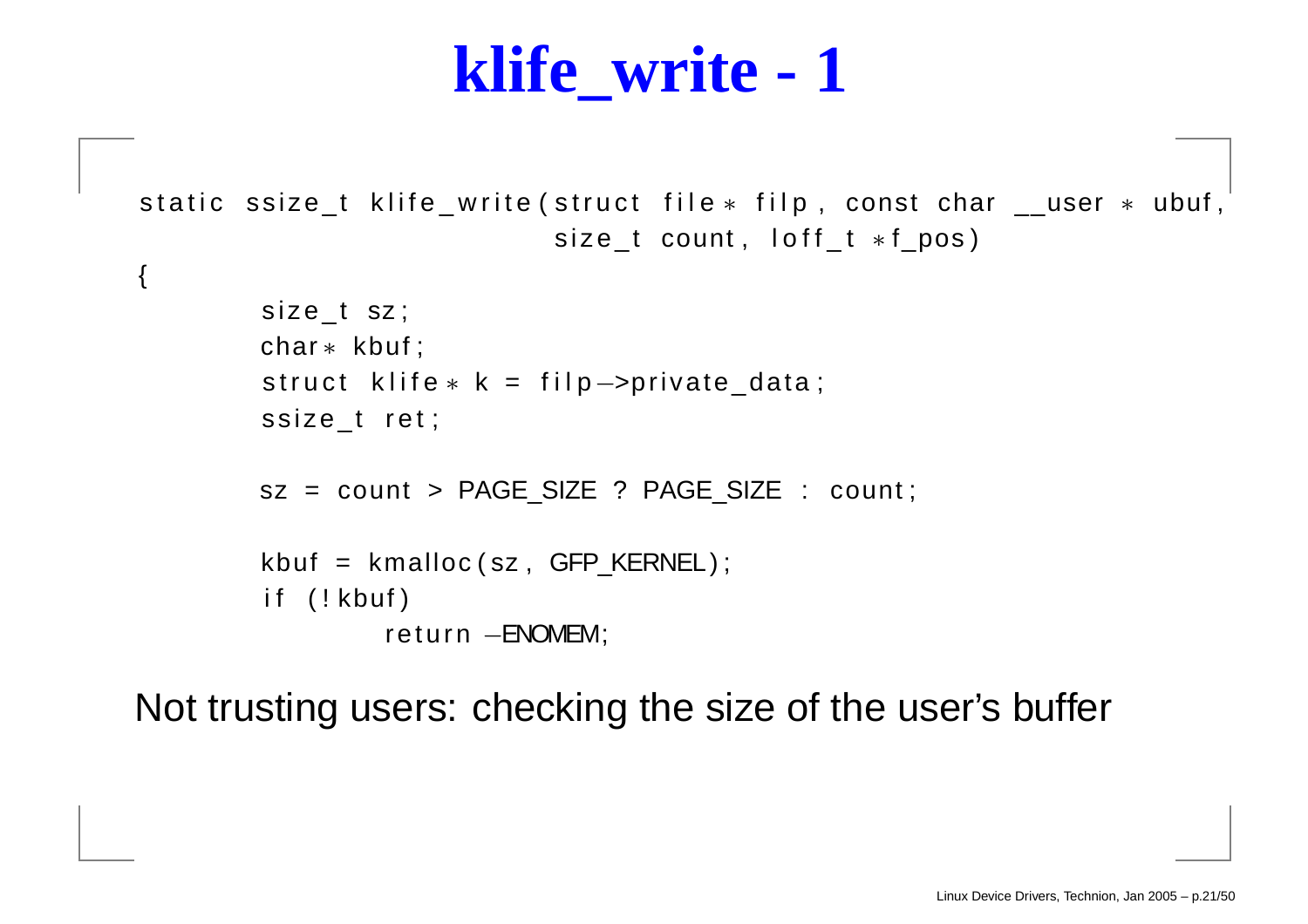# klife_write - 1

```
static ssize_t klife_write(struct file* filp, const char __user * ubuf,
                           size_t count, loff_t *f_pos)
{
        size_t sz;
        char* kbuf;
        struct klife* k = filp->private_data;
        ssize_t ret;

        sz = count > PAGE_SIZE ? PAGE_SIZE : count;

        kbuf = kmalloc(sz, GFP_KERNEL);
        if (!kbuf)
                return -ENOMEM;
```

Not trusting users: checking the size of the user's buffer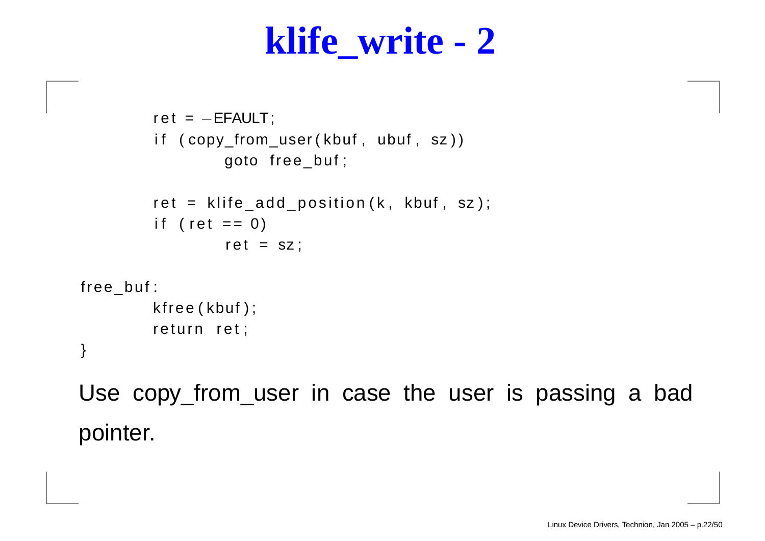# klife_write - 2

```
        ret = -EFAULT;
        if (copy_from_user(kbuf, ubuf, sz))
                goto free_buf;

        ret = klife_add_position(k, kbuf, sz);
        if (ret == 0)
                ret = sz;

free_buf:
        kfree(kbuf);
        return ret;
}
```

Use copy_from_user in case the user is passing a bad pointer.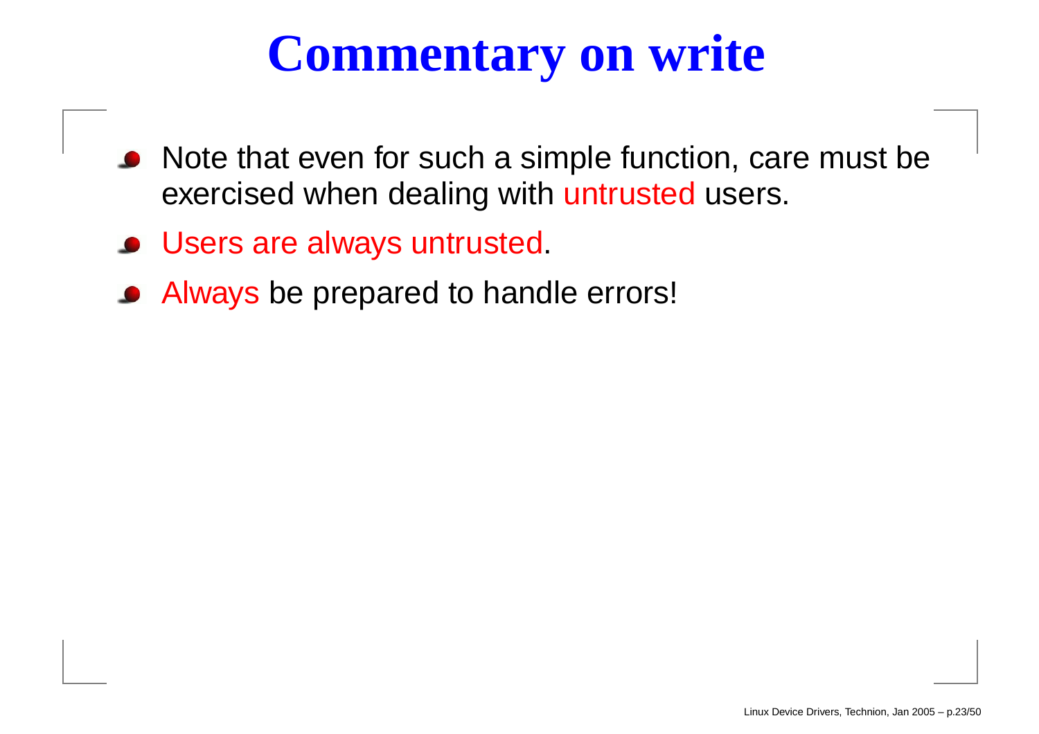# Commentary on write

- Note that even for such a simple function, care must be exercised when dealing with untrusted users.
- Users are always untrusted.
- Always be prepared to handle errors!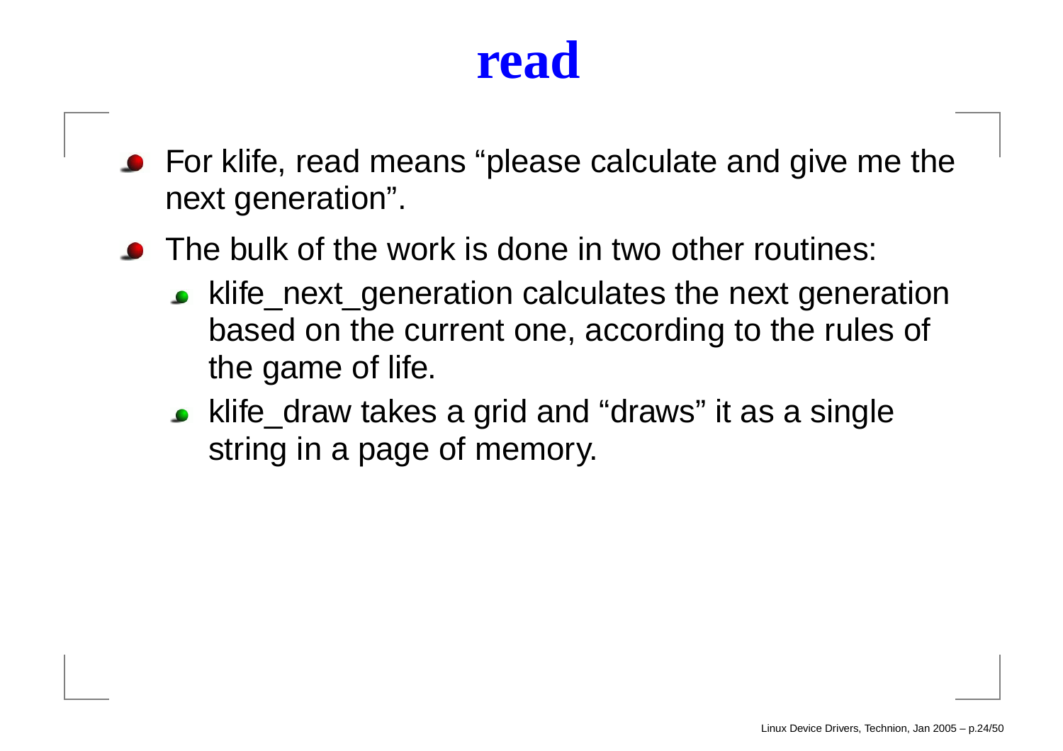# read

- For klife, read means “please calculate and give me the next generation”.
- The bulk of the work is done in two other routines:
  - klife_next_generation calculates the next generation based on the current one, according to the rules of the game of life.
  - klife_draw takes a grid and “draws” it as a single string in a page of memory.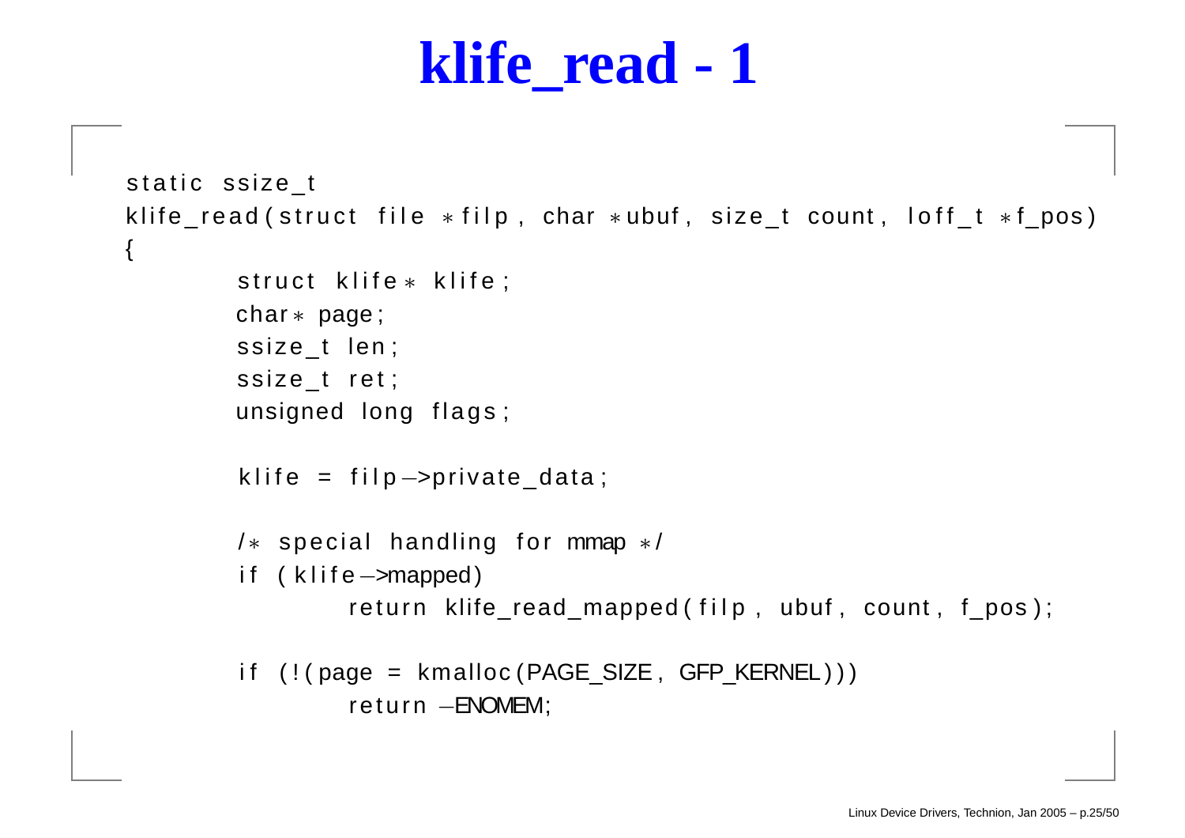# klife_read - 1

```
static ssize_t
klife_read(struct file *filp, char *ubuf, size_t count, loff_t *f_pos)
{
        struct klife* klife;
        char* page;
        ssize_t len;
        ssize_t ret;
        unsigned long flags;

        klife = filp->private_data;

        /* special handling for mmap */
        if (klife->mapped)
                return klife_read_mapped(filp, ubuf, count, f_pos);

        if (!(page = kmalloc(PAGE_SIZE, GFP_KERNEL)))
                return -ENOMEM;
```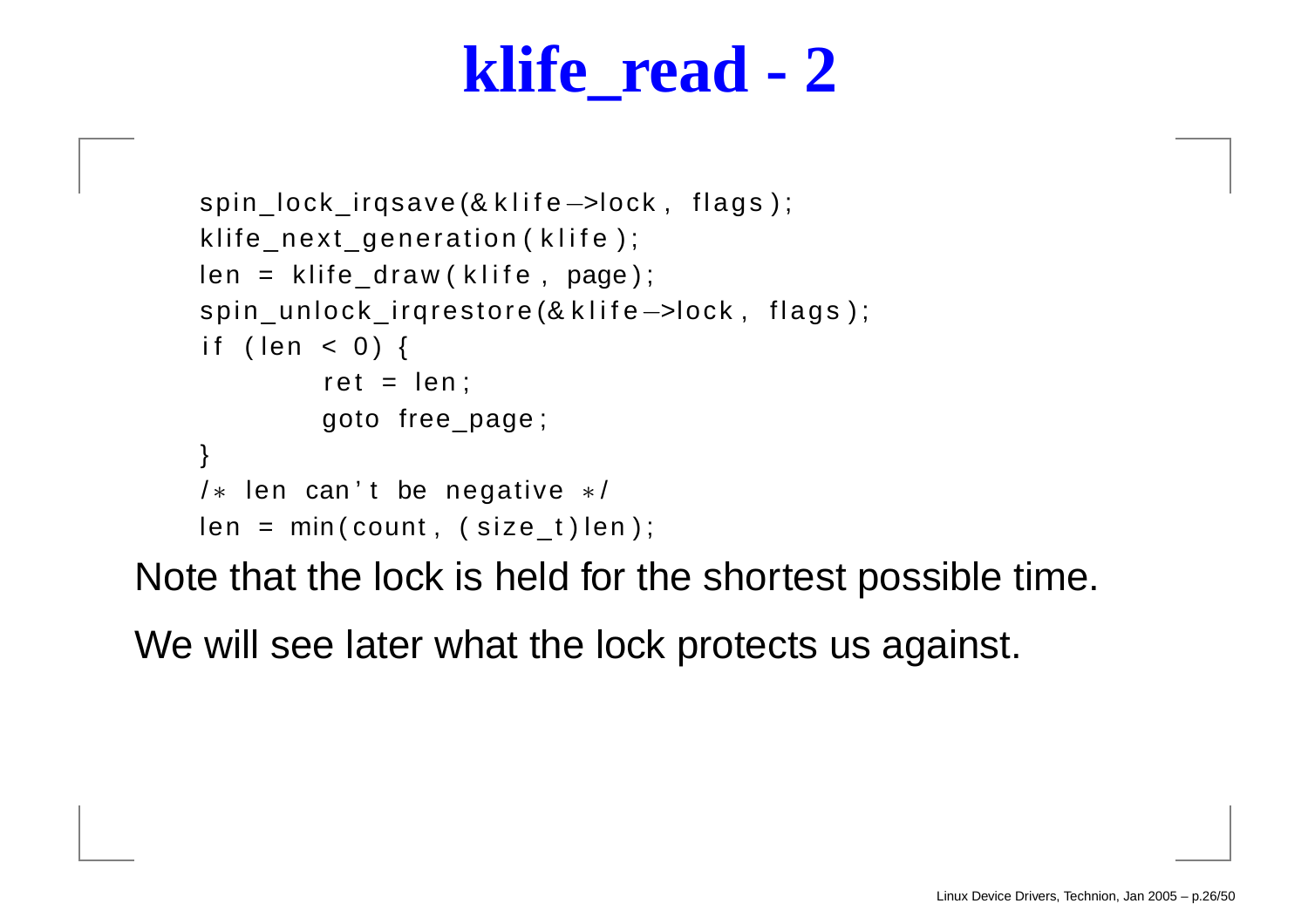# klife_read - 2

```
spin_lock_irqsave(&klife->lock, flags);
klife_next_generation(klife);
len = klife_draw(klife, page);
spin_unlock_irqrestore(&klife->lock, flags);
if (len < 0) {
        ret = len;
        goto free_page;
}
/* len can't be negative */
len = min(count, (size_t)len);
```

Note that the lock is held for the shortest possible time.

We will see later what the lock protects us against.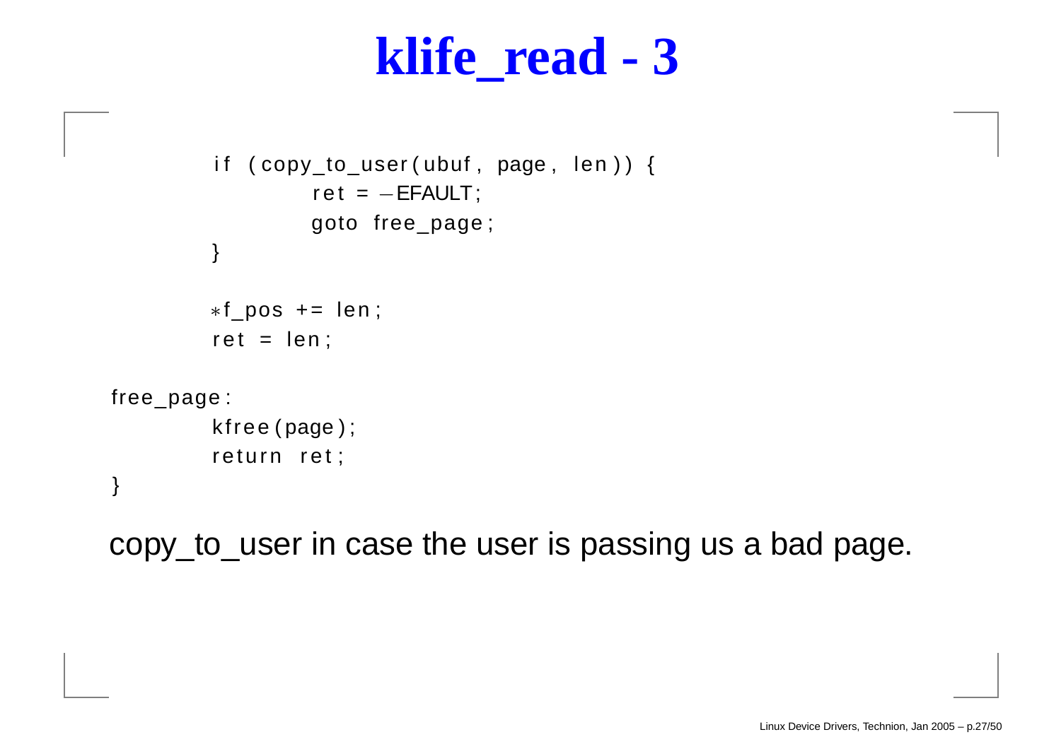# klife_read - 3

```
        if (copy_to_user(ubuf, page, len)) {
                ret = -EFAULT;
                goto free_page;
        }

        *f_pos += len;
        ret = len;

free_page:
        kfree(page);
        return ret;
}
```

copy_to_user in case the user is passing us a bad page.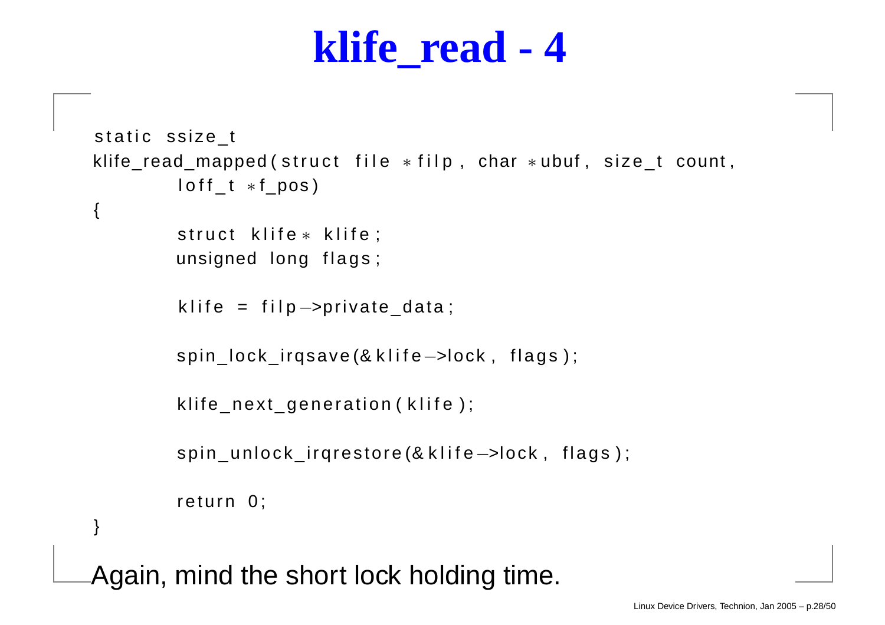# klife_read - 4

```
static ssize_t
klife_read_mapped(struct file *filp, char *ubuf, size_t count,
        loff_t *f_pos)
{
        struct klife* klife;
        unsigned long flags;

        klife = filp->private_data;

        spin_lock_irqsave(&klife->lock, flags);

        klife_next_generation(klife);

        spin_unlock_irqrestore(&klife->lock, flags);

        return 0;
}
```

Again, mind the short lock holding time.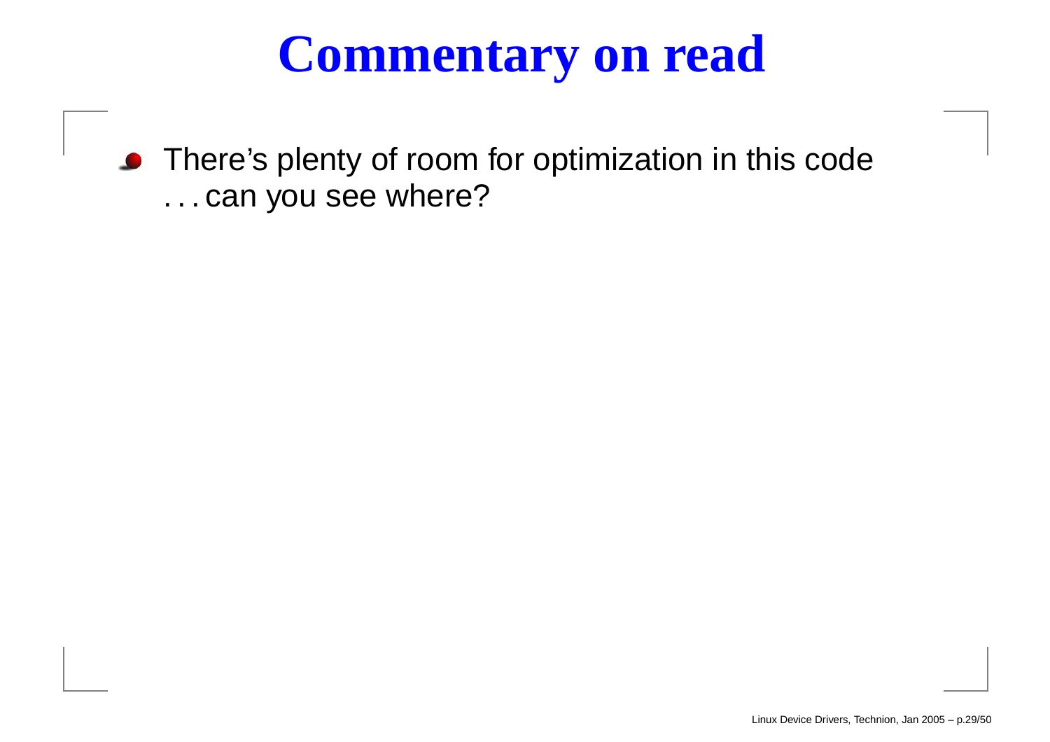# Commentary on read

- There's plenty of room for optimization in this code . . . can you see where?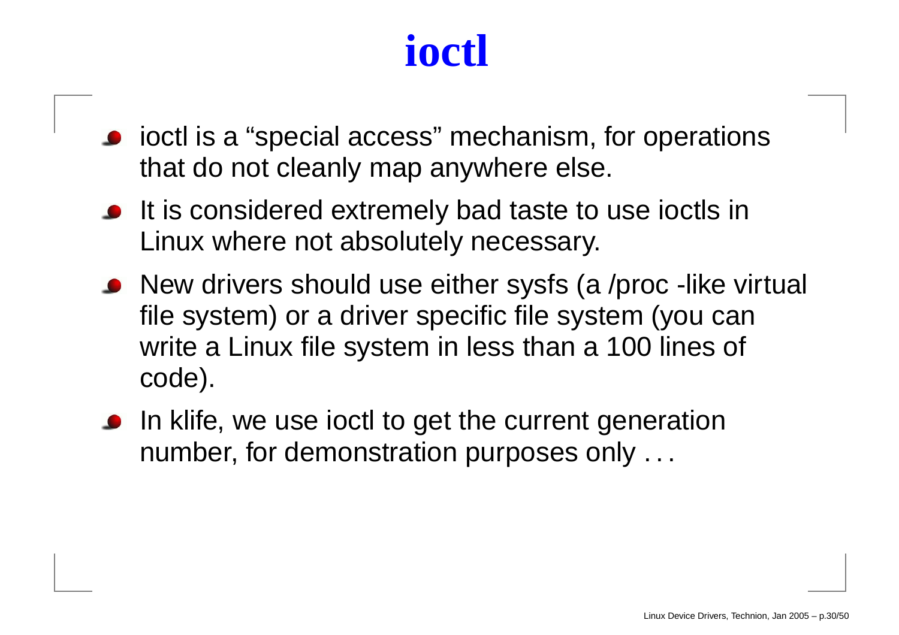# ioctl

- ioctl is a “special access” mechanism, for operations that do not cleanly map anywhere else.
- It is considered extremely bad taste to use ioctls in Linux where not absolutely necessary.
- New drivers should use either sysfs (a /proc -like virtual file system) or a driver specific file system (you can write a Linux file system in less than a 100 lines of code).
- In klife, we use ioctl to get the current generation number, for demonstration purposes only . . .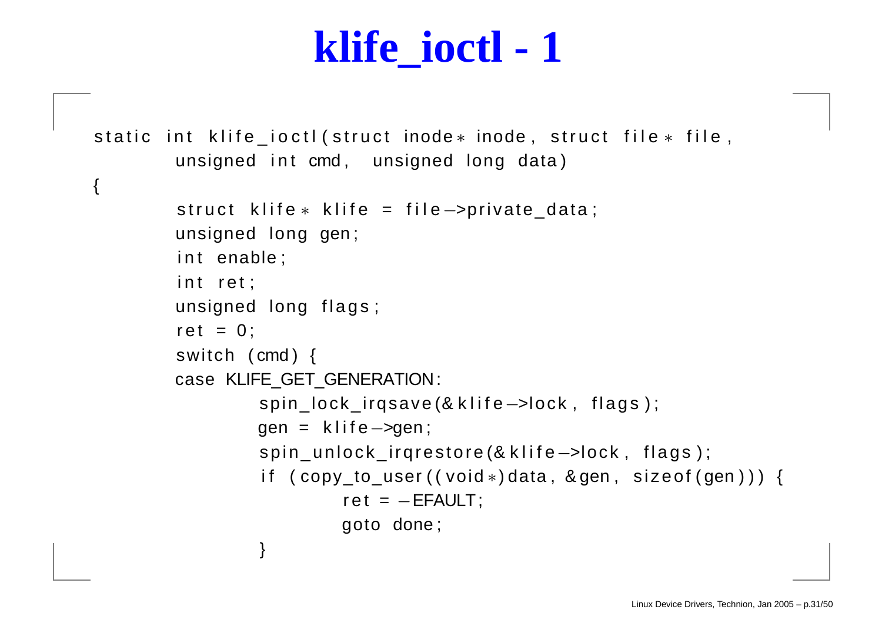# klife_ioctl - 1

```
static int klife_ioctl(struct inode* inode, struct file* file,
        unsigned int cmd, unsigned long data)
{
        struct klife* klife = file->private_data;
        unsigned long gen;
        int enable;
        int ret;
        unsigned long flags;
        ret = 0;
        switch (cmd) {
        case KLIFE_GET_GENERATION:
                spin_lock_irqsave(&klife->lock, flags);
                gen = klife->gen;
                spin_unlock_irqrestore(&klife->lock, flags);
                if (copy_to_user((void*)data, &gen, sizeof(gen))) {
                        ret = -EFAULT;
                        goto done;
                }
```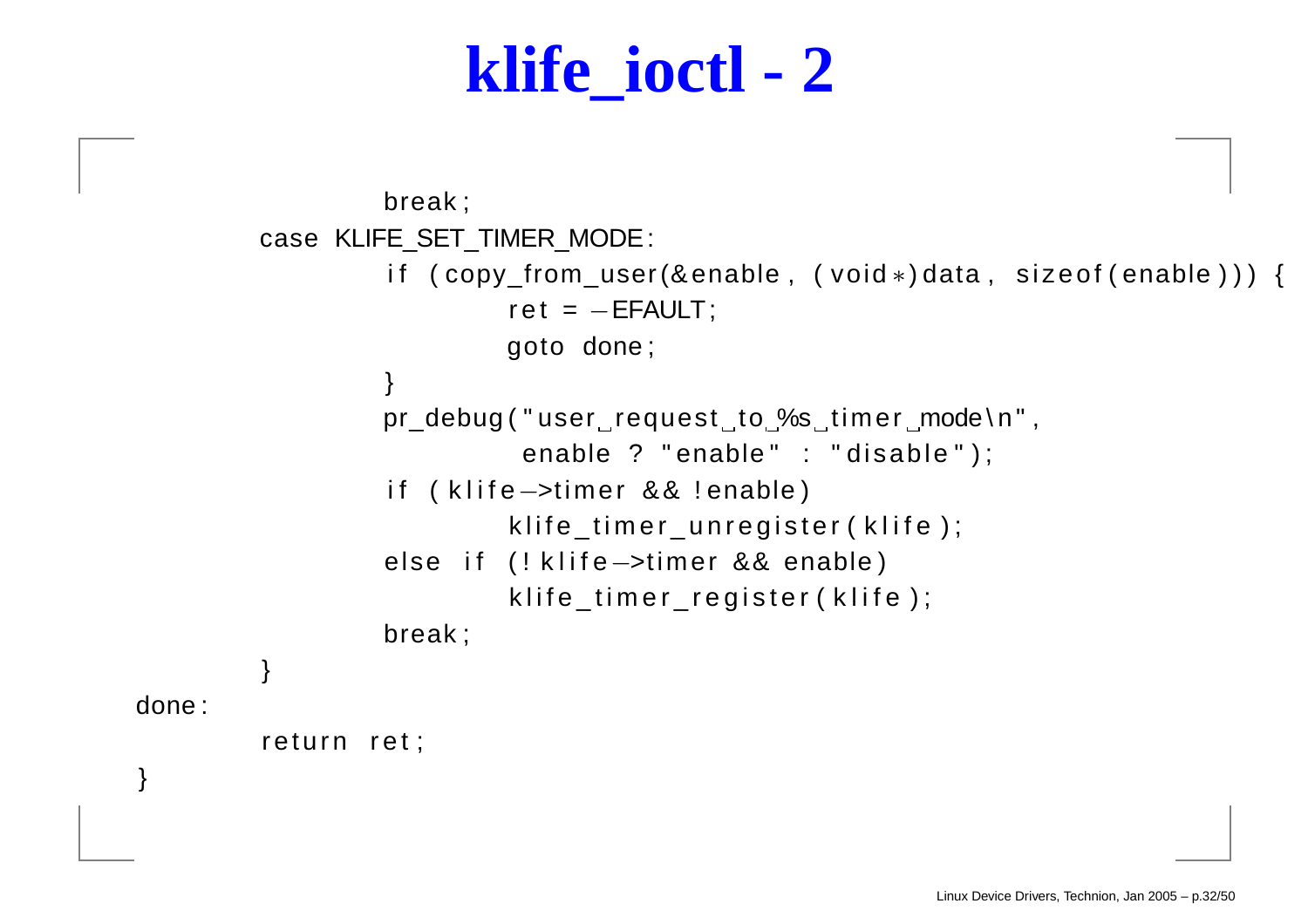# klife_ioctl - 2

```
                break;
        case KLIFE_SET_TIMER_MODE:
                if (copy_from_user(&enable, (void*)data, sizeof(enable))) {
                        ret = -EFAULT;
                        goto done;
                }
                pr_debug("user request to %s timer mode\n",
                         enable ? "enable" : "disable");
                if (klife->timer && !enable)
                        klife_timer_unregister(klife);
                else if (!klife->timer && enable)
                        klife_timer_register(klife);
                break;
        }
done:
        return ret;
}
```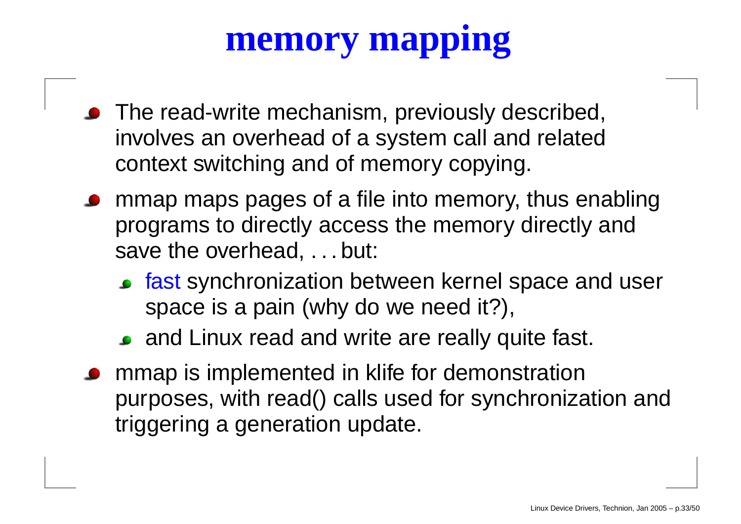# memory mapping

- The read-write mechanism, previously described, involves an overhead of a system call and related context switching and of memory copying.
- mmap maps pages of a file into memory, thus enabling programs to directly access the memory directly and save the overhead, . . . but:
  - fast synchronization between kernel space and user space is a pain (why do we need it?),
  - and Linux read and write are really quite fast.
- mmap is implemented in klife for demonstration purposes, with read() calls used for synchronization and triggering a generation update.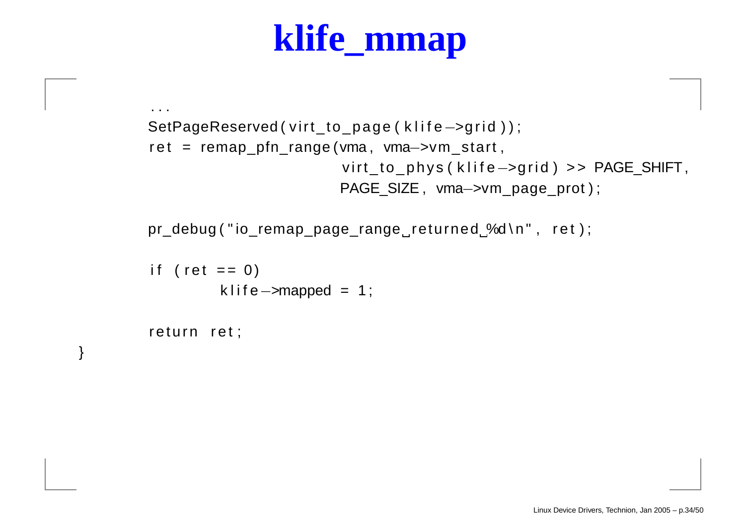# klife_mmap

```
    ...
    SetPageReserved(virt_to_page(klife->grid));
    ret = remap_pfn_range(vma, vma->vm_start,
                          virt_to_phys(klife->grid) >> PAGE_SHIFT,
                          PAGE_SIZE, vma->vm_page_prot);

    pr_debug("io_remap_page_range returned %d\n", ret);

    if (ret == 0)
            klife->mapped = 1;

    return ret;
}
```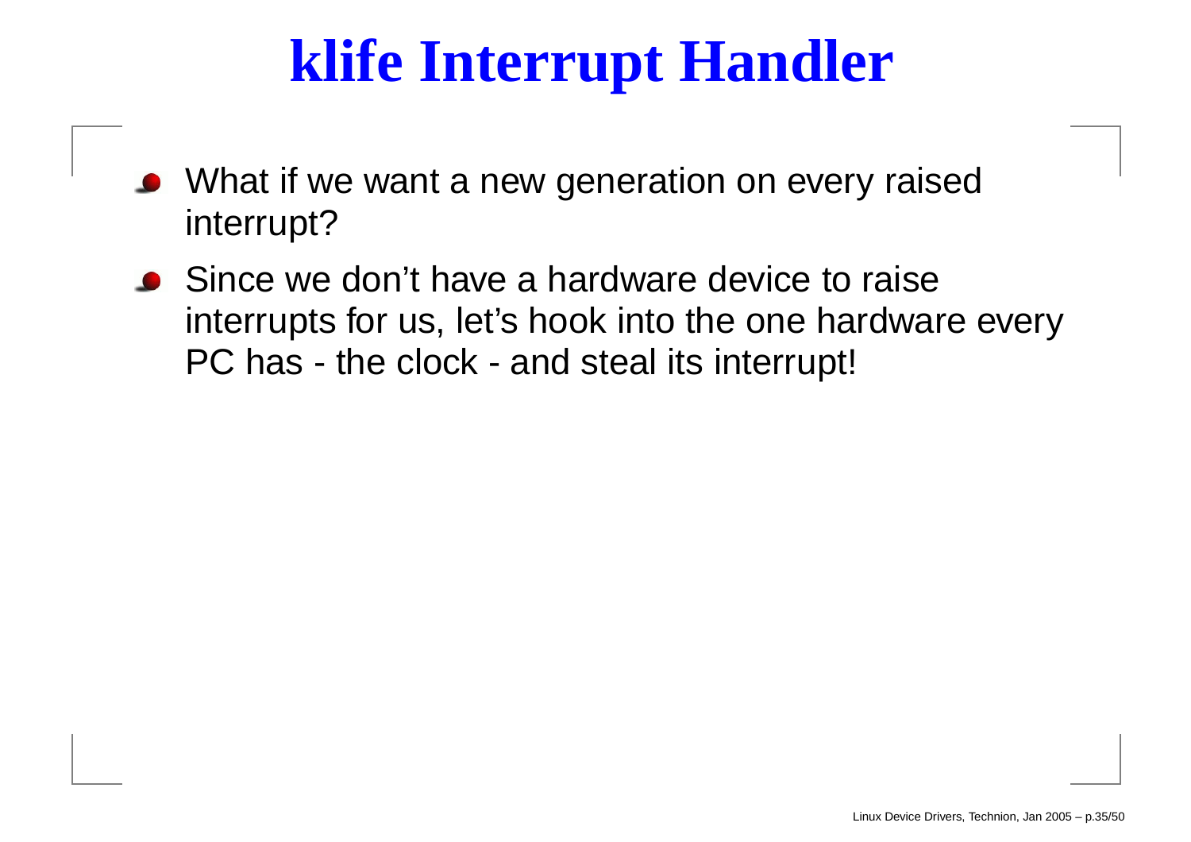# klife Interrupt Handler

- What if we want a new generation on every raised interrupt?
- Since we don't have a hardware device to raise interrupts for us, let's hook into the one hardware every PC has - the clock - and steal its interrupt!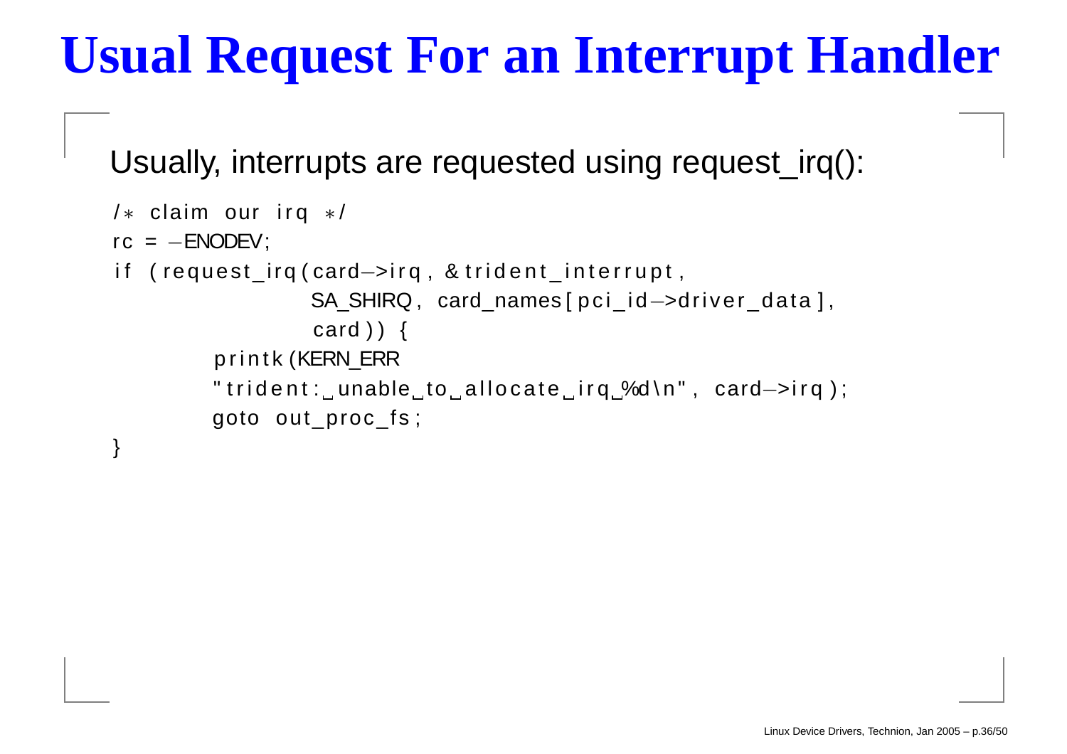# Usual Request For an Interrupt Handler

Usually, interrupts are requested using request_irq():

```
/* claim our irq */
rc = -ENODEV;
if (request_irq(card->irq, &trident_interrupt,
                SA_SHIRQ, card_names[pci_id->driver_data],
                card)) {
        printk(KERN_ERR
        "trident: unable to allocate irq %d\n", card->irq);
        goto out_proc_fs;
}
```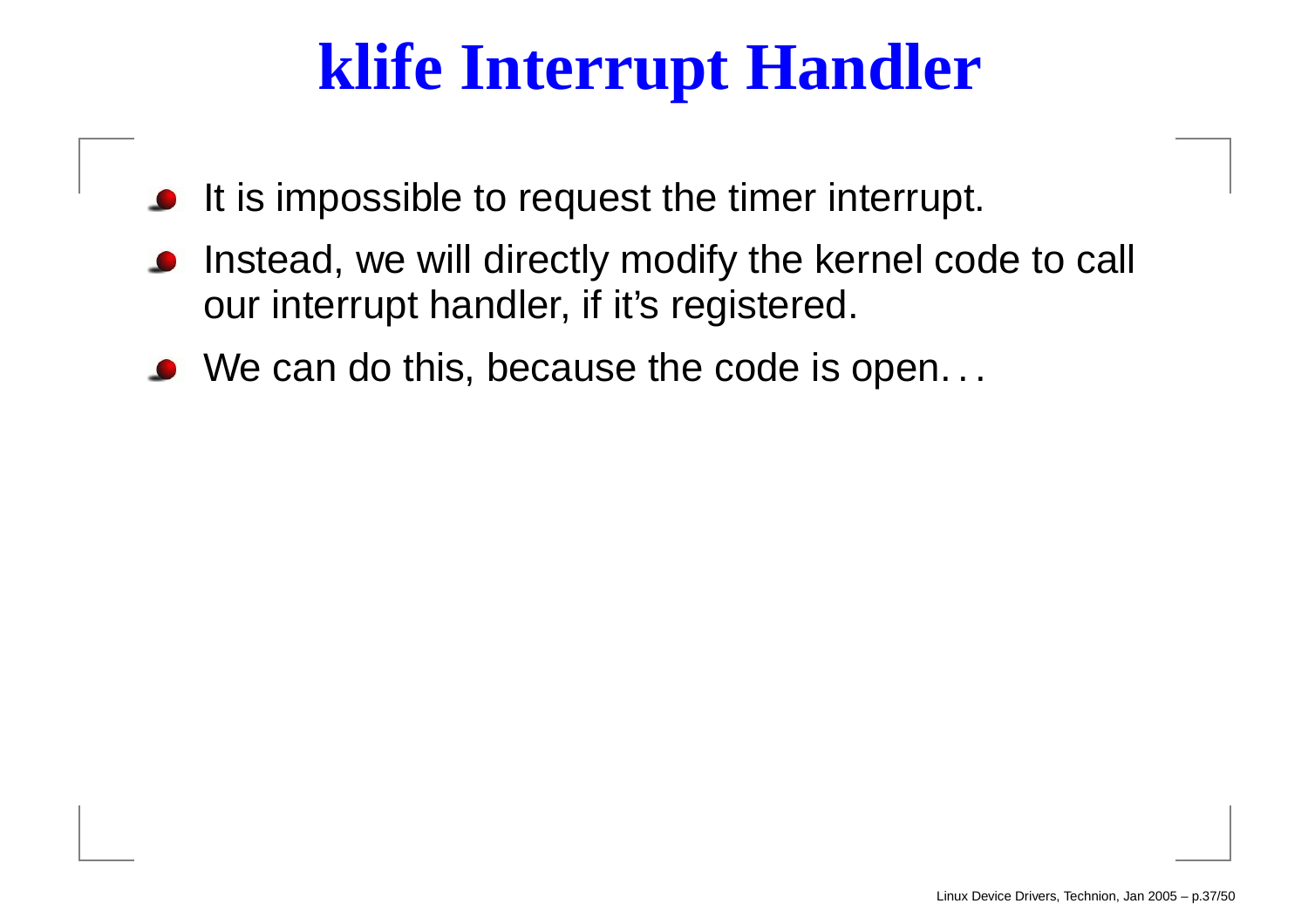# klife Interrupt Handler

- It is impossible to request the timer interrupt.
- Instead, we will directly modify the kernel code to call our interrupt handler, if it's registered.
- We can do this, because the code is open...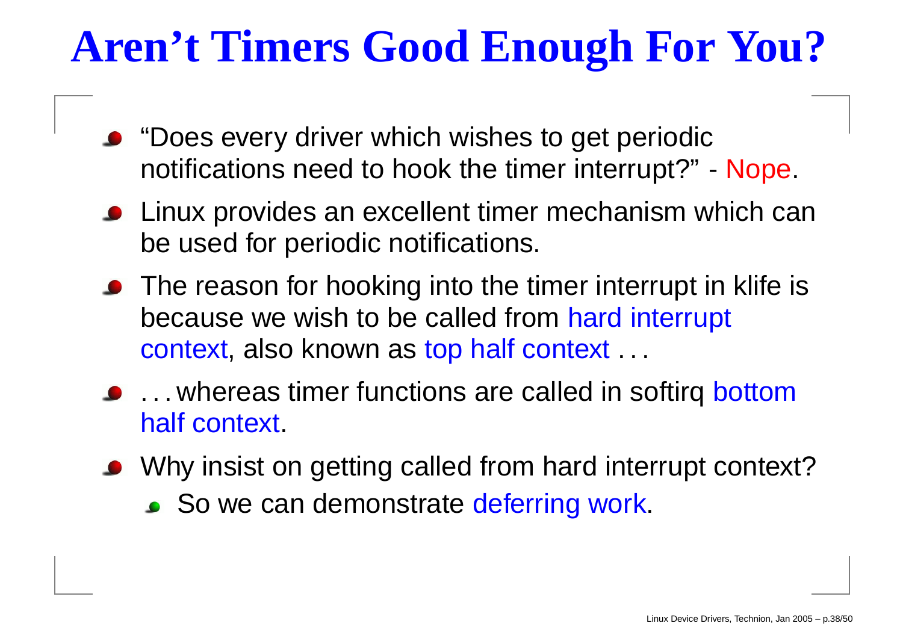# Aren't Timers Good Enough For You?

- "Does every driver which wishes to get periodic notifications need to hook the timer interrupt?" - Nope.
- Linux provides an excellent timer mechanism which can be used for periodic notifications.
- The reason for hooking into the timer interrupt in klife is because we wish to be called from hard interrupt context, also known as top half context . . .
- . . . whereas timer functions are called in softirq bottom half context.
- Why insist on getting called from hard interrupt context?
  - So we can demonstrate deferring work.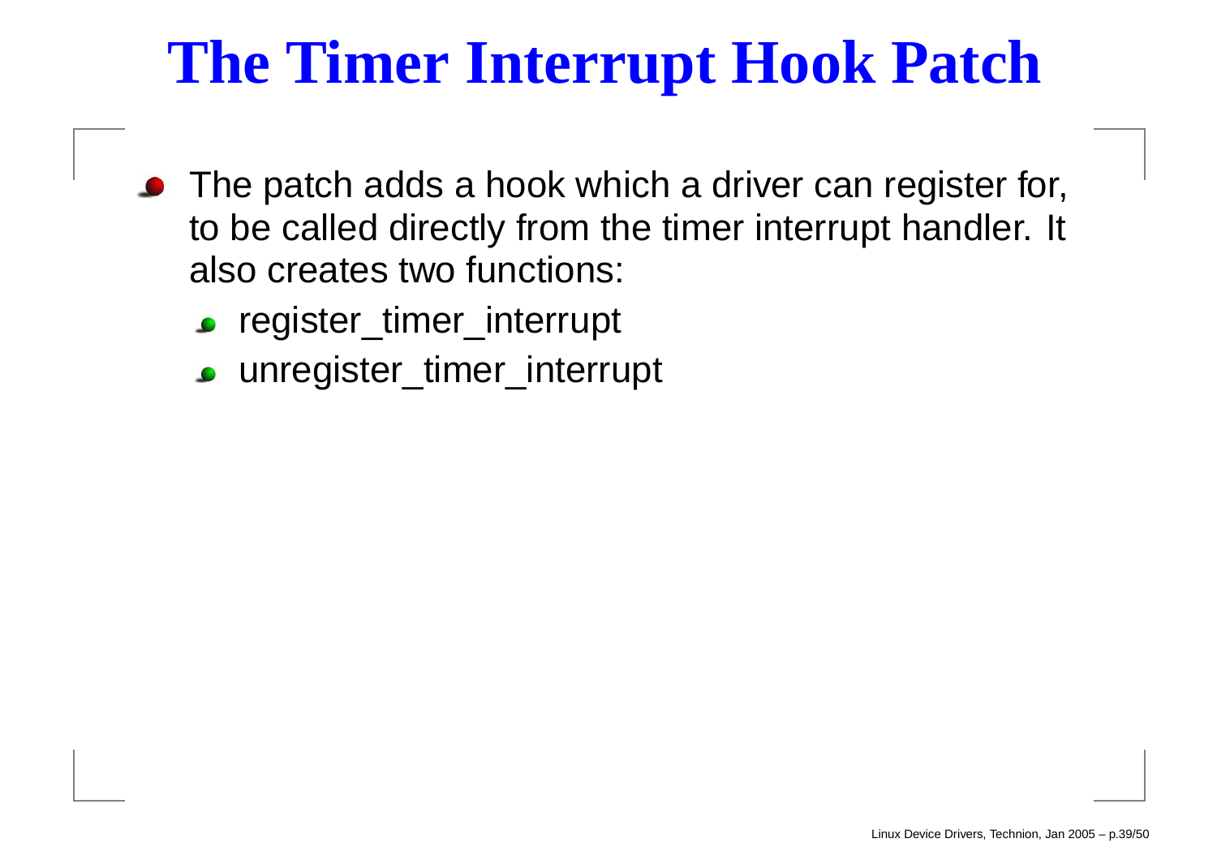# The Timer Interrupt Hook Patch

- The patch adds a hook which a driver can register for, to be called directly from the timer interrupt handler. It also creates two functions:
  - register_timer_interrupt
  - unregister_timer_interrupt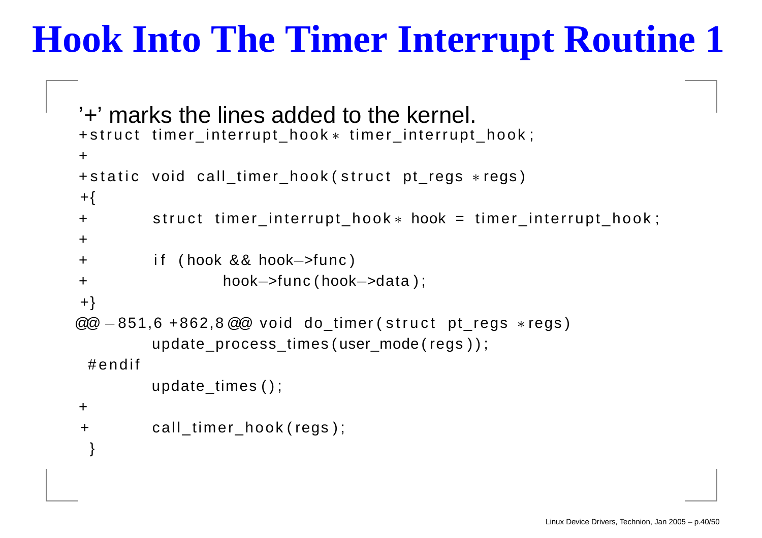# Hook Into The Timer Interrupt Routine 1

'+' marks the lines added to the kernel.

```
+struct timer_interrupt_hook* timer_interrupt_hook;
+
+static void call_timer_hook(struct pt_regs *regs)
+{
+        struct timer_interrupt_hook* hook = timer_interrupt_hook;
+
+        if (hook && hook->func)
+                hook->func(hook->data);
+}
@@ -851,6 +862,8 @@ void do_timer(struct pt_regs *regs)
         update_process_times(user_mode(regs));
 #endif
         update_times();
+
+        call_timer_hook(regs);
 }
```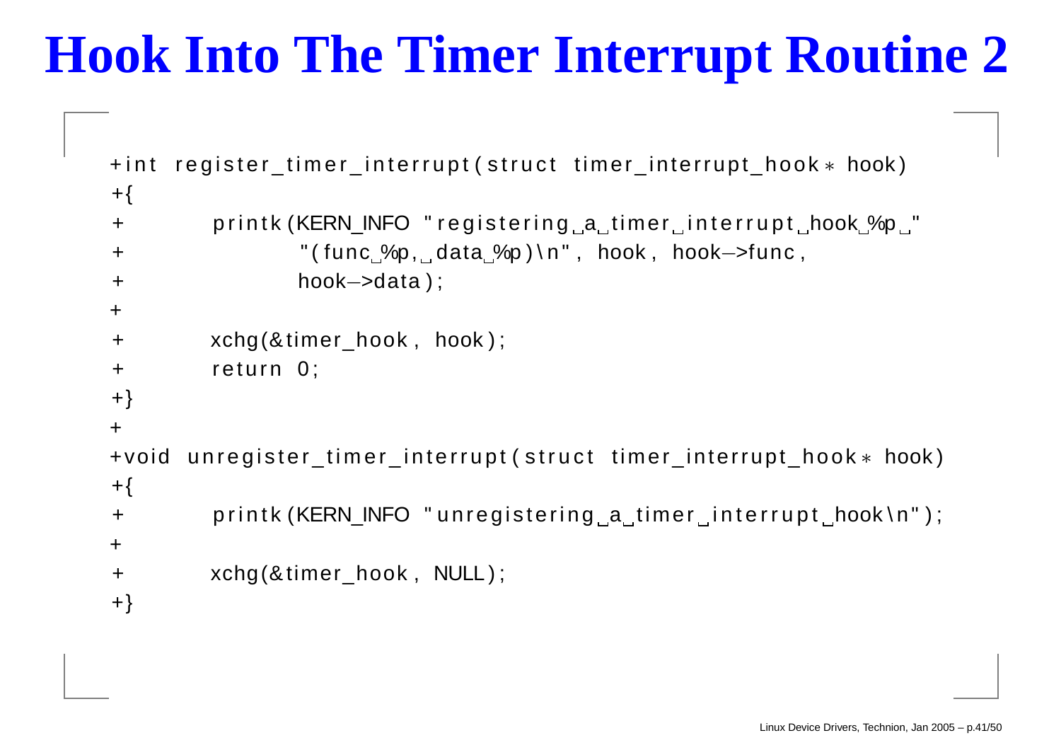# Hook Into The Timer Interrupt Routine 2

```
+int register_timer_interrupt(struct timer_interrupt_hook* hook)
+{
+        printk(KERN_INFO "registering a timer interrupt hook %p "
+               "(func %p, data %p)\n", hook, hook->func,
+               hook->data);
+
+        xchg(&timer_hook, hook);
+        return 0;
+}
+
+void unregister_timer_interrupt(struct timer_interrupt_hook* hook)
+{
+        printk(KERN_INFO "unregistering a timer interrupt hook\n");
+
+        xchg(&timer_hook, NULL);
+}
```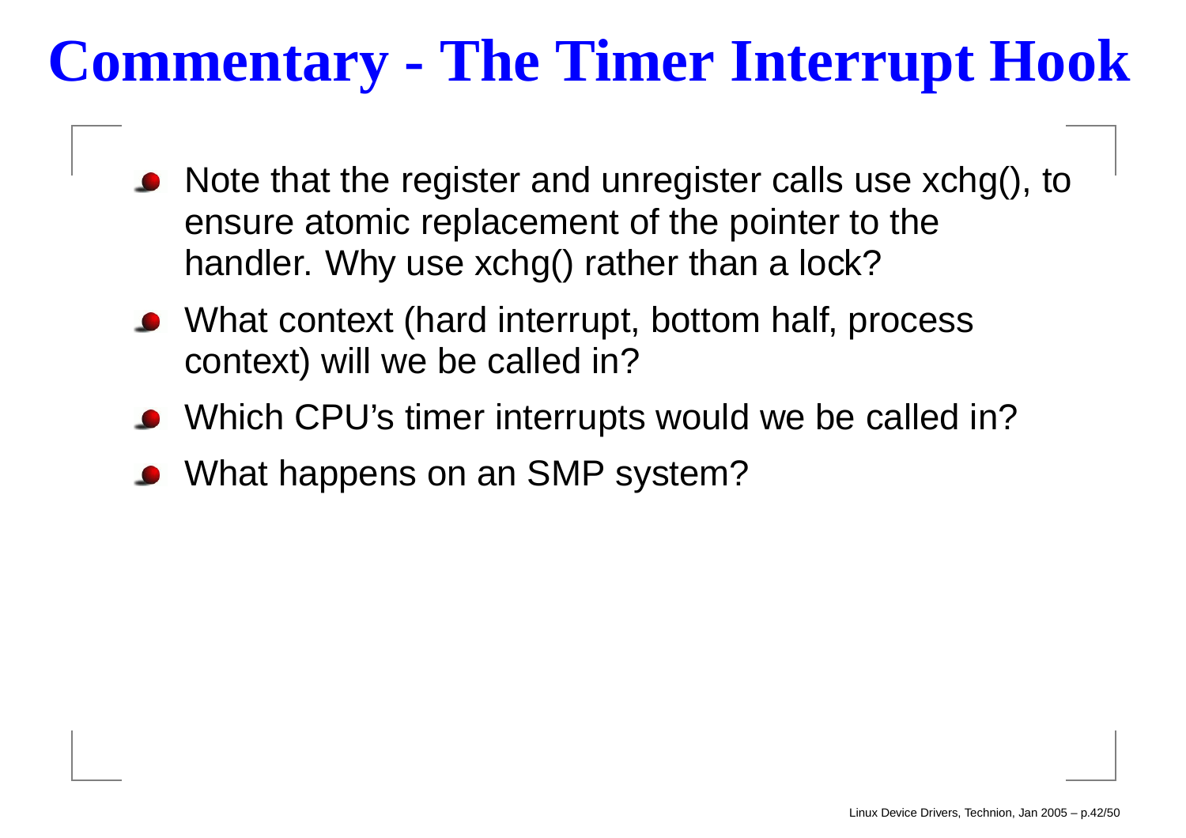# Commentary - The Timer Interrupt Hook

- Note that the register and unregister calls use xchg(), to ensure atomic replacement of the pointer to the handler. Why use xchg() rather than a lock?
- What context (hard interrupt, bottom half, process context) will we be called in?
- Which CPU's timer interrupts would we be called in?
- What happens on an SMP system?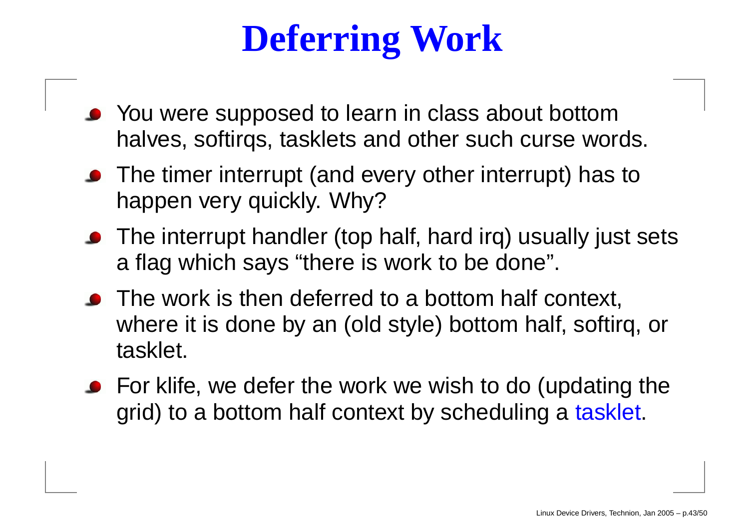# Deferring Work

- You were supposed to learn in class about bottom halves, softirqs, tasklets and other such curse words.
- The timer interrupt (and every other interrupt) has to happen very quickly. Why?
- The interrupt handler (top half, hard irq) usually just sets a flag which says "there is work to be done".
- The work is then deferred to a bottom half context, where it is done by an (old style) bottom half, softirq, or tasklet.
- For klife, we defer the work we wish to do (updating the grid) to a bottom half context by scheduling a tasklet.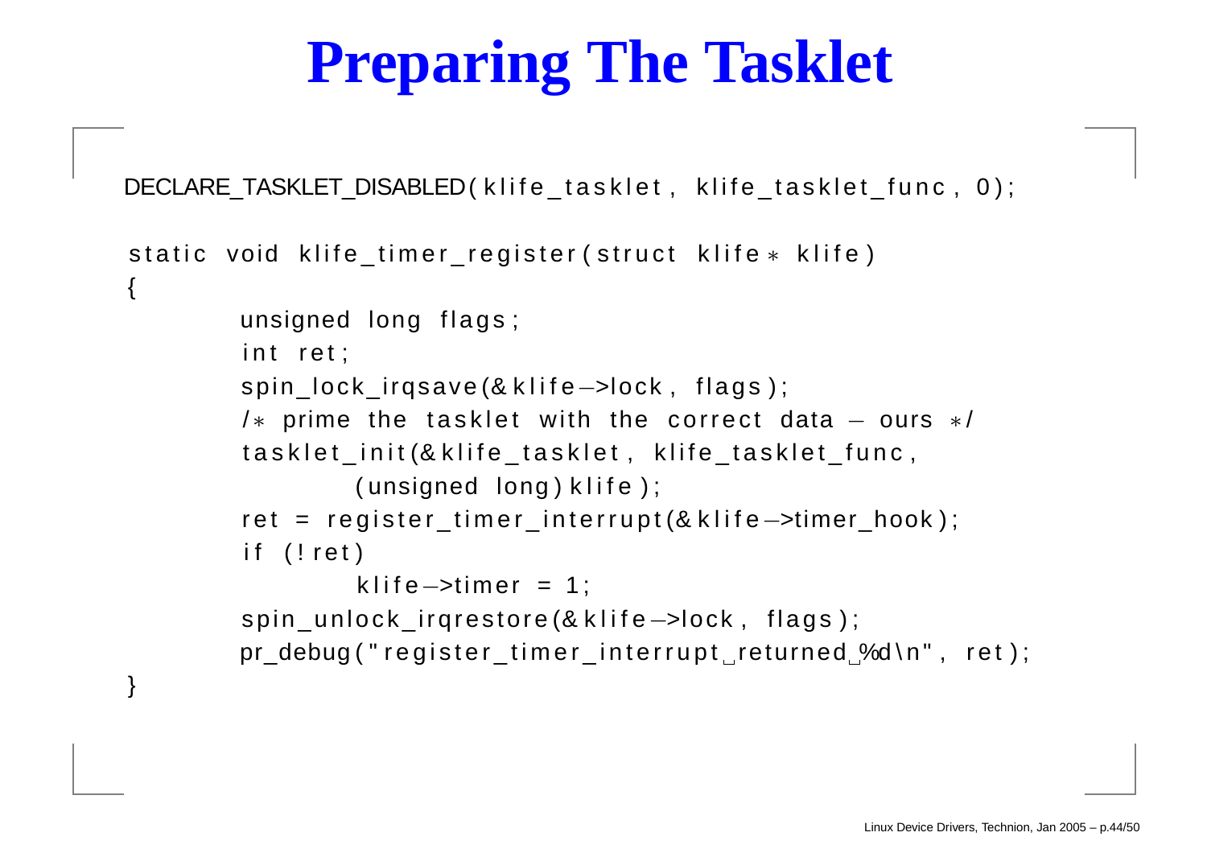# Preparing The Tasklet

```
DECLARE_TASKLET_DISABLED(klife_tasklet, klife_tasklet_func, 0);

static void klife_timer_register(struct klife* klife)
{
        unsigned long flags;
        int ret;
        spin_lock_irqsave(&klife->lock, flags);
        /* prime the tasklet with the correct data - ours */
        tasklet_init(&klife_tasklet, klife_tasklet_func,
                (unsigned long)klife);
        ret = register_timer_interrupt(&klife->timer_hook);
        if (!ret)
                klife->timer = 1;
        spin_unlock_irqrestore(&klife->lock, flags);
        pr_debug("register_timer_interrupt returned %d\n", ret);
}
```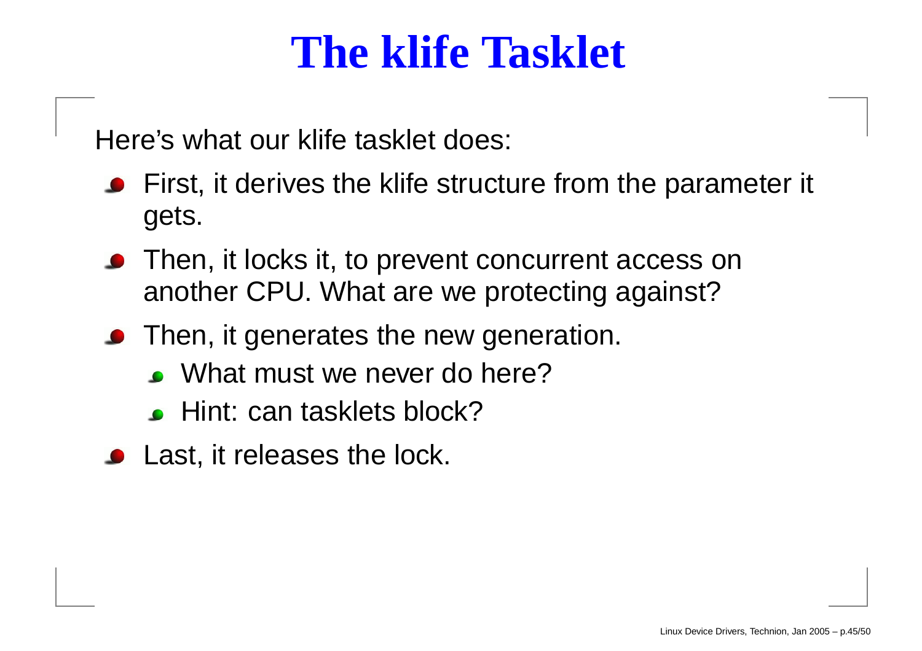# The klife Tasklet

Here's what our klife tasklet does:

- First, it derives the klife structure from the parameter it gets.
- Then, it locks it, to prevent concurrent access on another CPU. What are we protecting against?
- Then, it generates the new generation.
  - What must we never do here?
  - Hint: can tasklets block?
- Last, it releases the lock.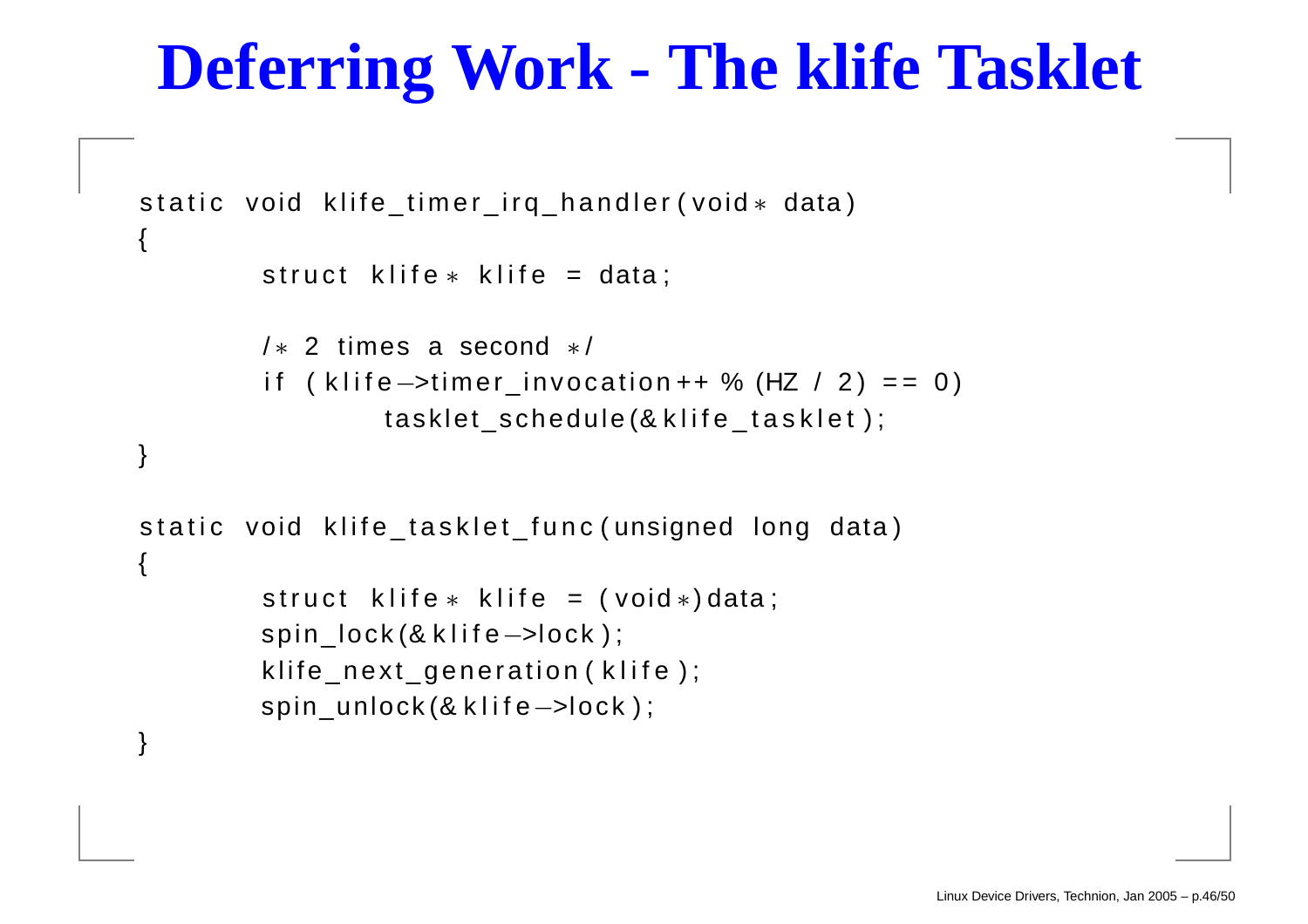# Deferring Work - The klife Tasklet

```
static void klife_timer_irq_handler(void* data)
{
        struct klife* klife = data;

        /* 2 times a second */
        if (klife->timer_invocation++ % (HZ / 2) == 0)
                tasklet_schedule(&klife_tasklet);
}

static void klife_tasklet_func(unsigned long data)
{
        struct klife* klife = (void*)data;
        spin_lock(&klife->lock);
        klife_next_generation(klife);
        spin_unlock(&klife->lock);
}
```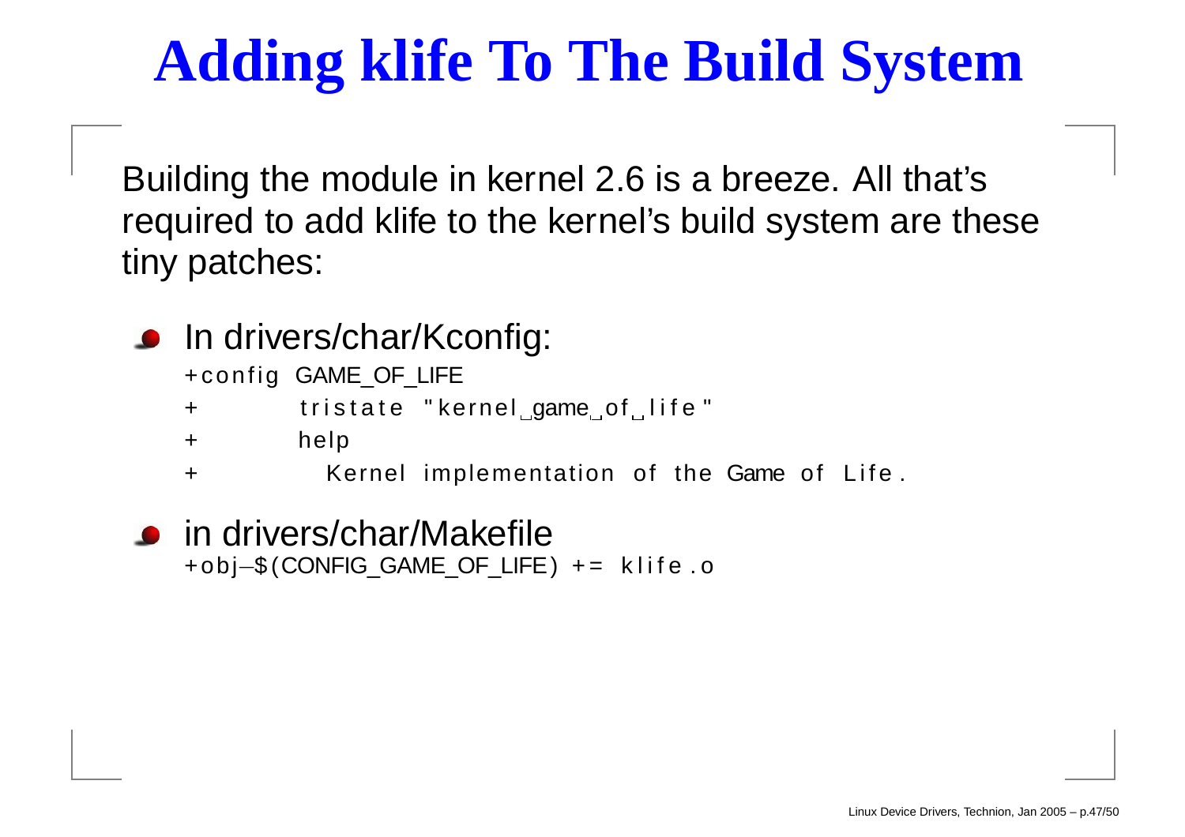# Adding klife To The Build System

Building the module in kernel 2.6 is a breeze. All that's required to add klife to the kernel's build system are these tiny patches:

- In drivers/char/Kconfig:

```
+config GAME_OF_LIFE
+       tristate "kernel game of life"
+       help
+         Kernel implementation of the Game of Life.
```

- in drivers/char/Makefile

```
+obj-$(CONFIG_GAME_OF_LIFE) += klife.o
```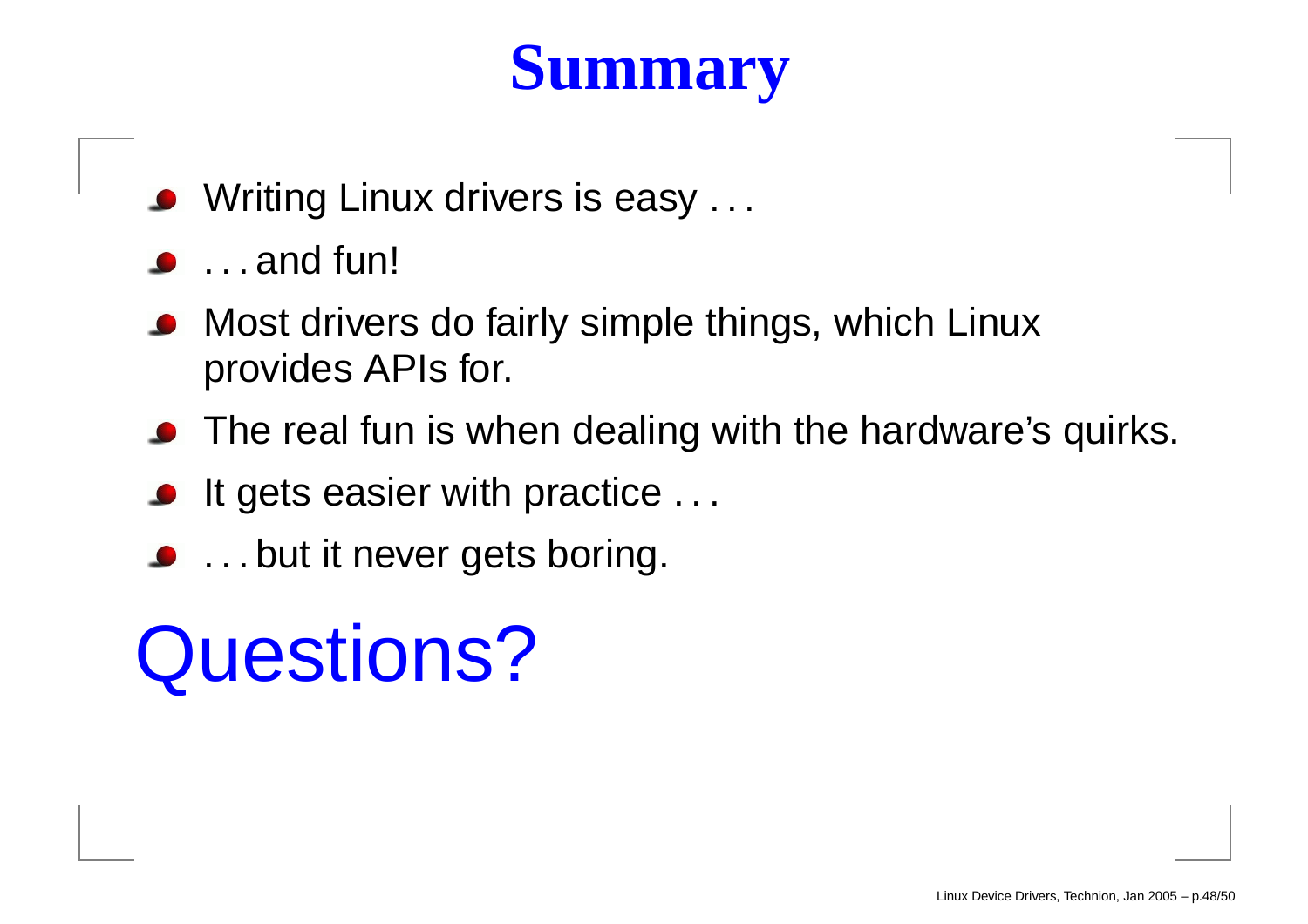# Summary

- Writing Linux drivers is easy . . .
- . . . and fun!
- Most drivers do fairly simple things, which Linux provides APIs for.
- The real fun is when dealing with the hardware's quirks.
- It gets easier with practice . . .
- . . . but it never gets boring.

# Questions?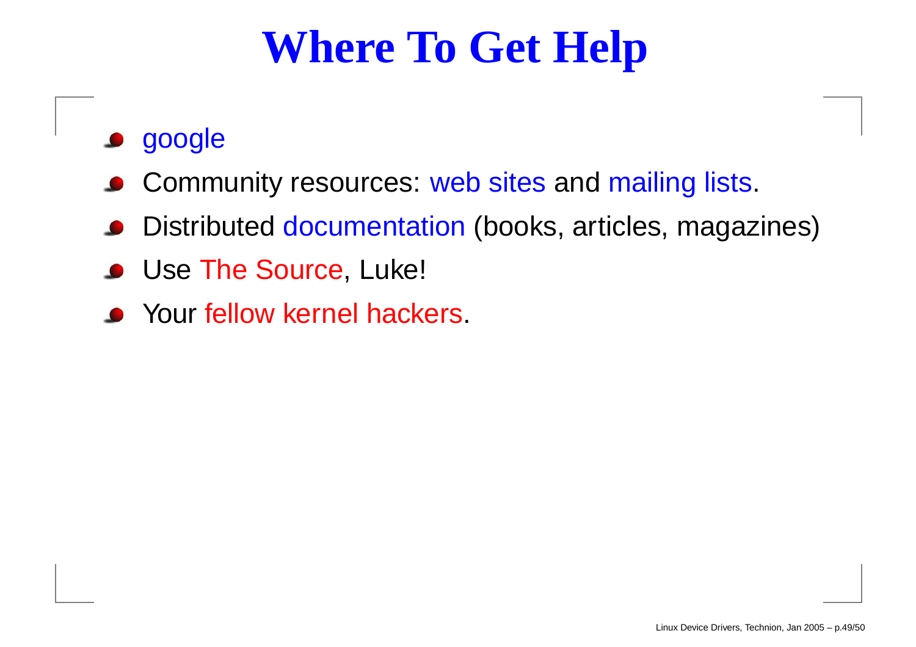# Where To Get Help

- google
- Community resources: web sites and mailing lists.
- Distributed documentation (books, articles, magazines)
- Use The Source, Luke!
- Your fellow kernel hackers.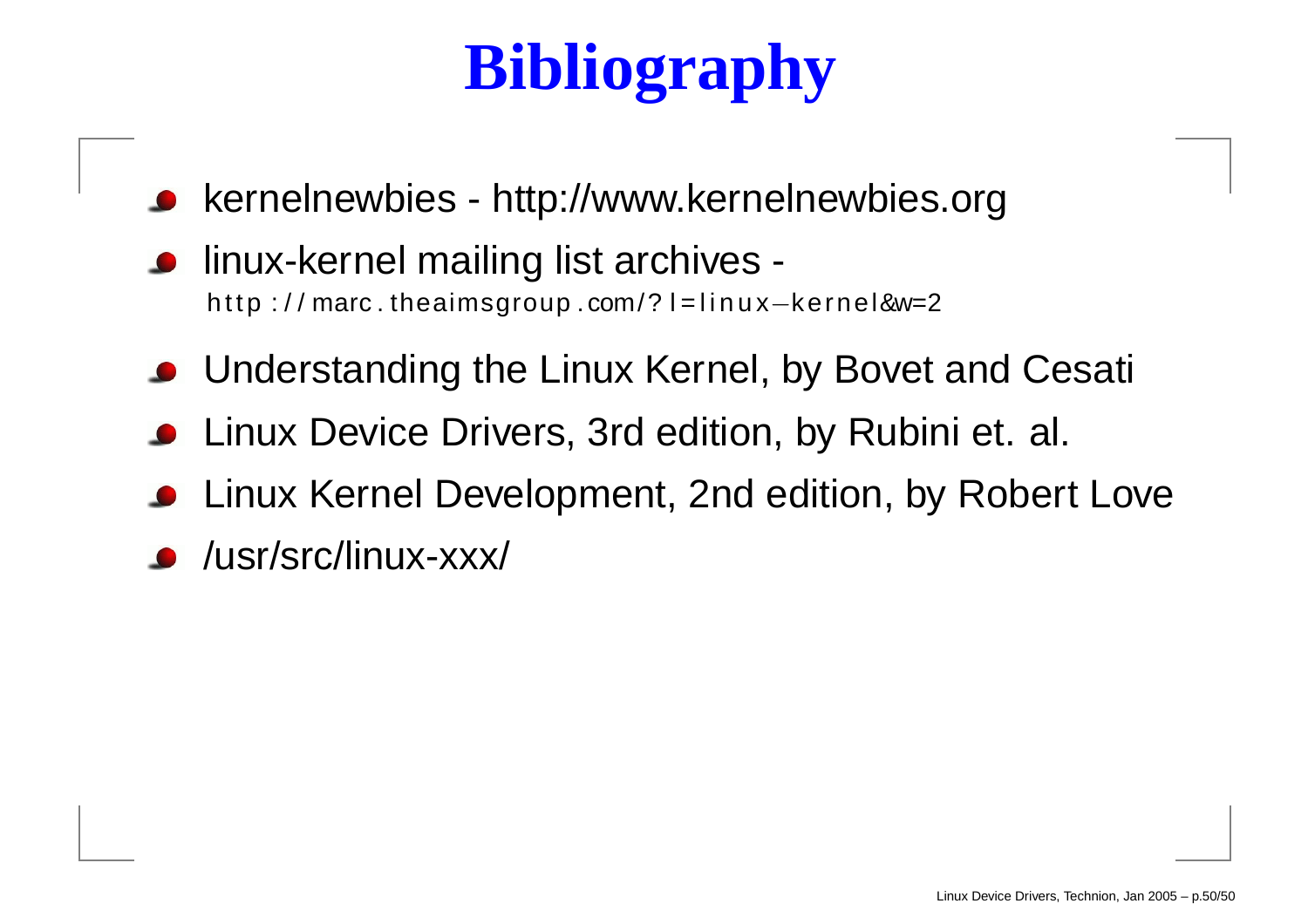# Bibliography

- kernelnewbies - http://www.kernelnewbies.org
- linux-kernel mailing list archives -
  http://marc.theaimsgroup.com/?l=linux-kernel&w=2
- Understanding the Linux Kernel, by Bovet and Cesati
- Linux Device Drivers, 3rd edition, by Rubini et. al.
- Linux Kernel Development, 2nd edition, by Robert Love
- /usr/src/linux-xxx/